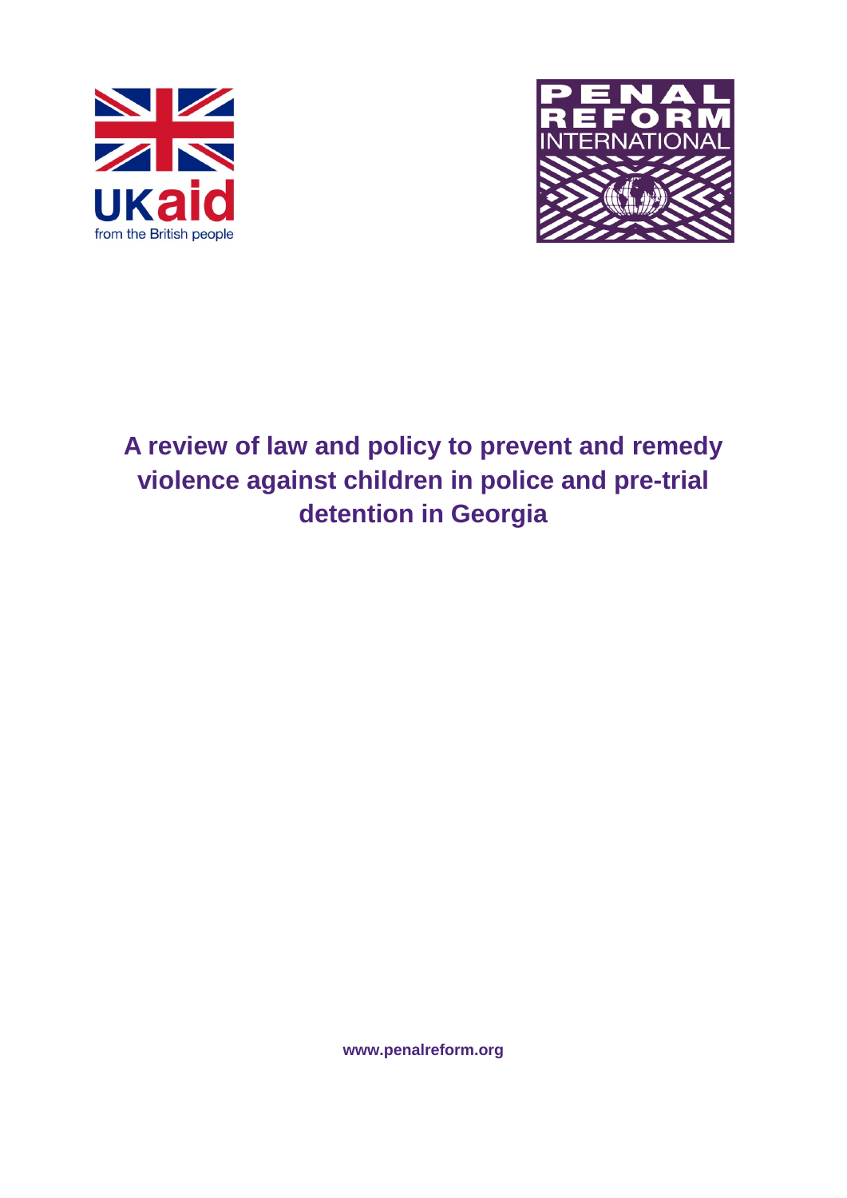# A review of law and policy to prevent and remedy violence against children in police and pre-trial detention in Georgia

www.penalreform.org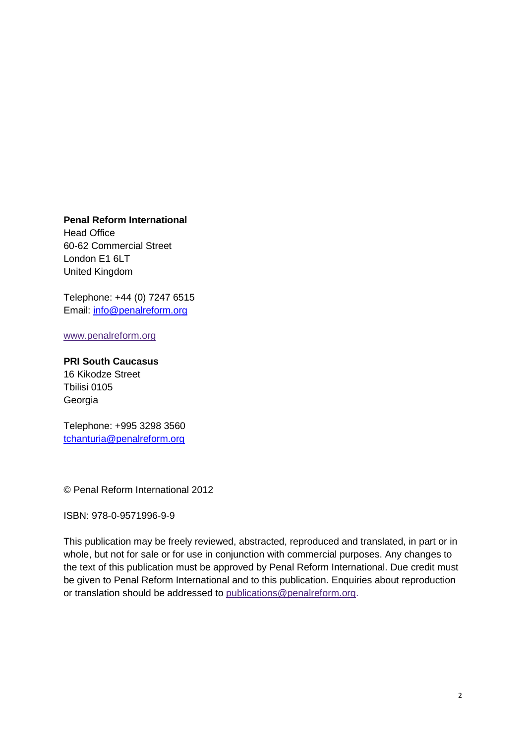**Penal Reform International**
Head Office
60-62 Commercial Street
London E1 6LT
United Kingdom

Telephone: +44 (0) 7247 6515
Email: info@penalreform.org

www.penalreform.org

**PRI South Caucasus**
16 Kikodze Street
Tbilisi 0105
Georgia

Telephone: +995 3298 3560
tchanturia@penalreform.org

© Penal Reform International 2012

ISBN: 978-0-9571996-9-9

This publication may be freely reviewed, abstracted, reproduced and translated, in part or in whole, but not for sale or for use in conjunction with commercial purposes. Any changes to the text of this publication must be approved by Penal Reform International. Due credit must be given to Penal Reform International and to this publication. Enquiries about reproduction or translation should be addressed to publications@penalreform.org.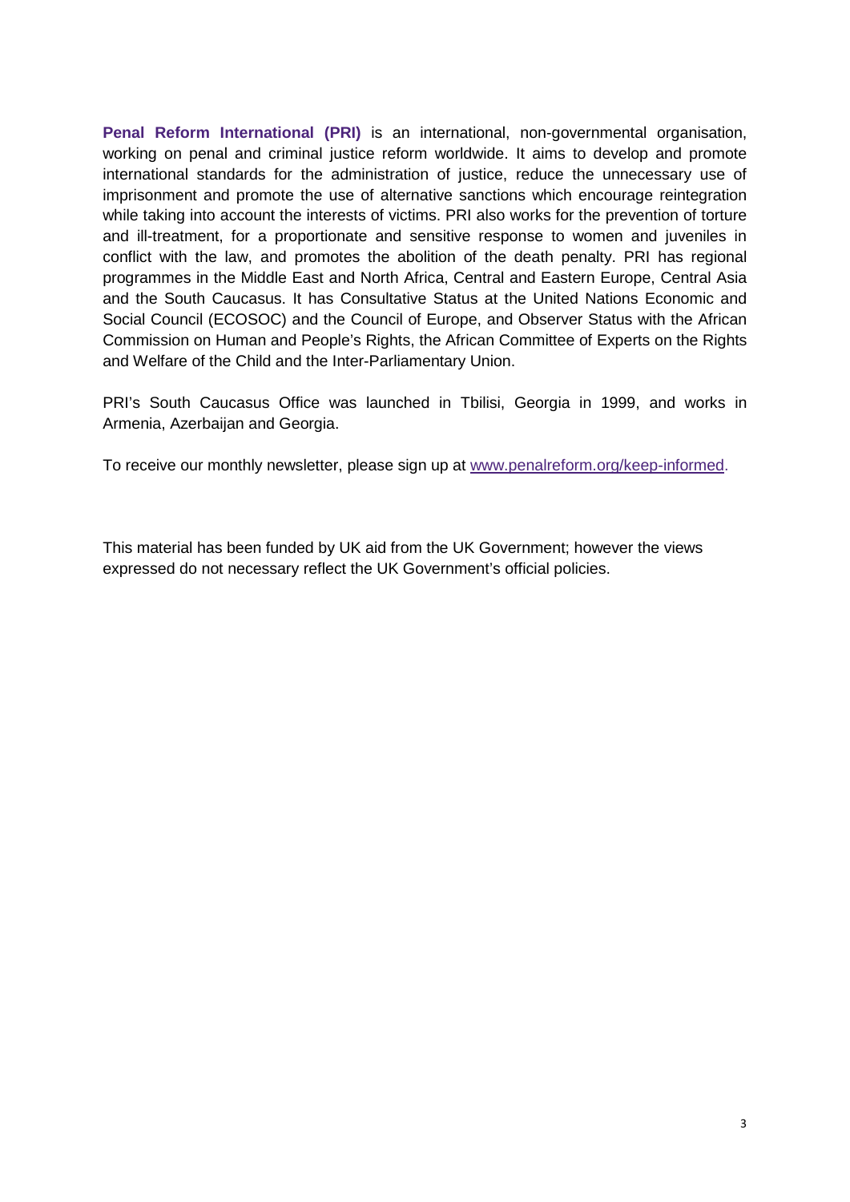**Penal Reform International (PRI)** is an international, non-governmental organisation, working on penal and criminal justice reform worldwide. It aims to develop and promote international standards for the administration of justice, reduce the unnecessary use of imprisonment and promote the use of alternative sanctions which encourage reintegration while taking into account the interests of victims. PRI also works for the prevention of torture and ill-treatment, for a proportionate and sensitive response to women and juveniles in conflict with the law, and promotes the abolition of the death penalty. PRI has regional programmes in the Middle East and North Africa, Central and Eastern Europe, Central Asia and the South Caucasus. It has Consultative Status at the United Nations Economic and Social Council (ECOSOC) and the Council of Europe, and Observer Status with the African Commission on Human and People's Rights, the African Committee of Experts on the Rights and Welfare of the Child and the Inter-Parliamentary Union.

PRI's South Caucasus Office was launched in Tbilisi, Georgia in 1999, and works in Armenia, Azerbaijan and Georgia.

To receive our monthly newsletter, please sign up at [www.penalreform.org/keep-informed](http://www.penalreform.org/keep-informed).

This material has been funded by UK aid from the UK Government; however the views expressed do not necessary reflect the UK Government's official policies.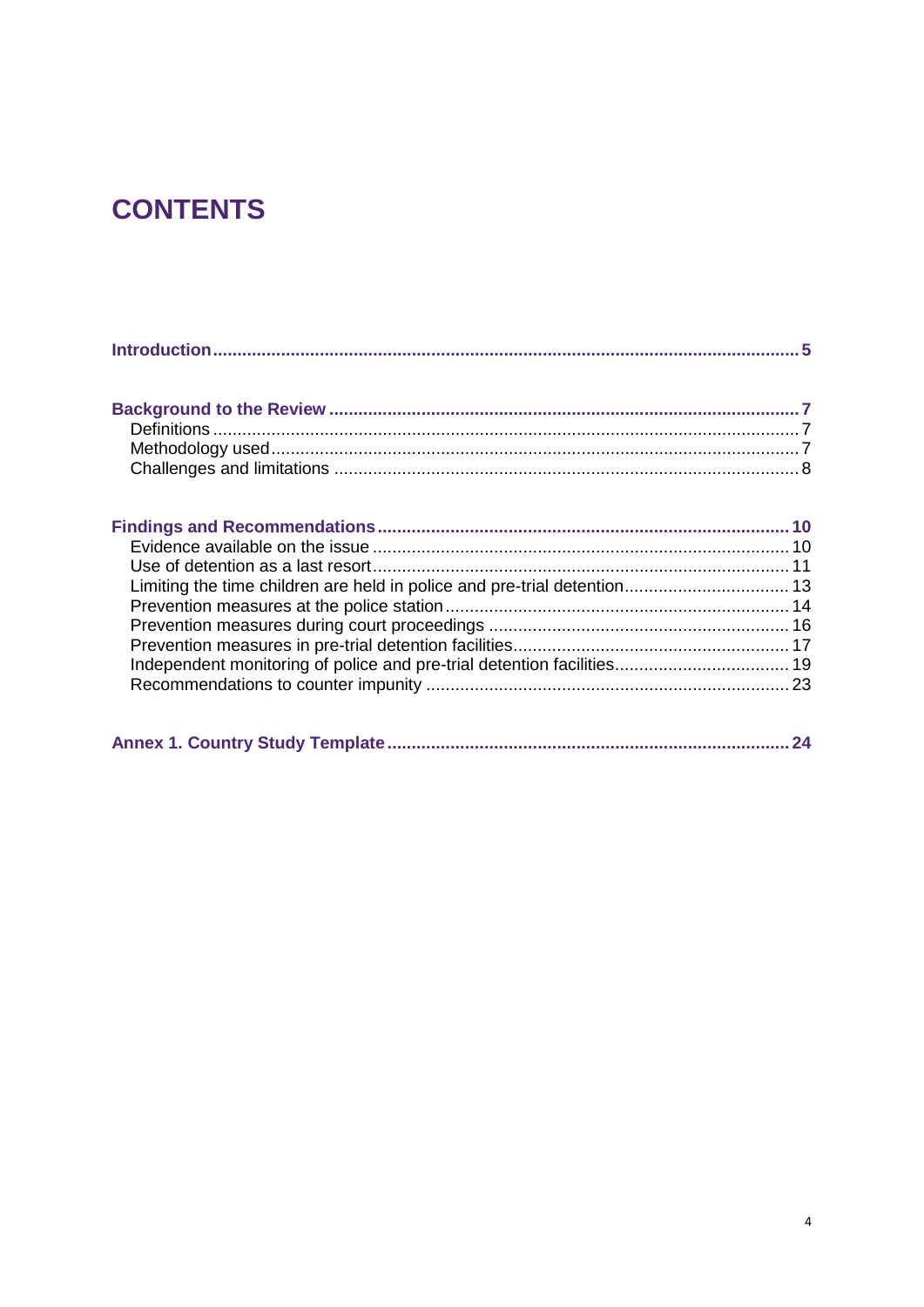# CONTENTS

**Introduction** ........ **5**

**Background to the Review** ........ **7**
- Definitions ........ 7
- Methodology used ........ 7
- Challenges and limitations ........ 8

**Findings and Recommendations** ........ **10**
- Evidence available on the issue ........ 10
- Use of detention as a last resort ........ 11
- Limiting the time children are held in police and pre-trial detention ........ 13
- Prevention measures at the police station ........ 14
- Prevention measures during court proceedings ........ 16
- Prevention measures in pre-trial detention facilities ........ 17
- Independent monitoring of police and pre-trial detention facilities ........ 19
- Recommendations to counter impunity ........ 23

**Annex 1. Country Study Template** ........ **24**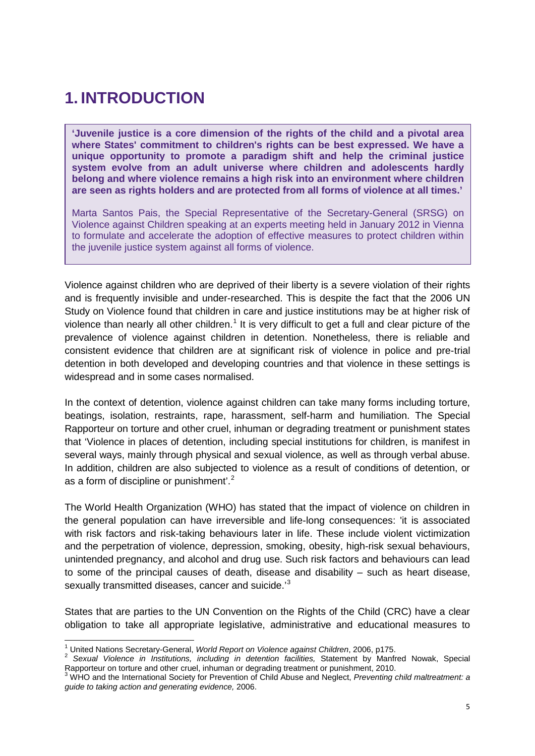# 1. INTRODUCTION

> **'Juvenile justice is a core dimension of the rights of the child and a pivotal area where States' commitment to children's rights can be best expressed. We have a unique opportunity to promote a paradigm shift and help the criminal justice system evolve from an adult universe where children and adolescents hardly belong and where violence remains a high risk into an environment where children are seen as rights holders and are protected from all forms of violence at all times.'**
>
> Marta Santos Pais, the Special Representative of the Secretary-General (SRSG) on Violence against Children speaking at an experts meeting held in January 2012 in Vienna to formulate and accelerate the adoption of effective measures to protect children within the juvenile justice system against all forms of violence.

Violence against children who are deprived of their liberty is a severe violation of their rights and is frequently invisible and under-researched. This is despite the fact that the 2006 UN Study on Violence found that children in care and justice institutions may be at higher risk of violence than nearly all other children.[1] It is very difficult to get a full and clear picture of the prevalence of violence against children in detention. Nonetheless, there is reliable and consistent evidence that children are at significant risk of violence in police and pre-trial detention in both developed and developing countries and that violence in these settings is widespread and in some cases normalised.

In the context of detention, violence against children can take many forms including torture, beatings, isolation, restraints, rape, harassment, self-harm and humiliation. The Special Rapporteur on torture and other cruel, inhuman or degrading treatment or punishment states that 'Violence in places of detention, including special institutions for children, is manifest in several ways, mainly through physical and sexual violence, as well as through verbal abuse. In addition, children are also subjected to violence as a result of conditions of detention, or as a form of discipline or punishment'.[2]

The World Health Organization (WHO) has stated that the impact of violence on children in the general population can have irreversible and life-long consequences: 'it is associated with risk factors and risk-taking behaviours later in life. These include violent victimization and the perpetration of violence, depression, smoking, obesity, high-risk sexual behaviours, unintended pregnancy, and alcohol and drug use. Such risk factors and behaviours can lead to some of the principal causes of death, disease and disability – such as heart disease, sexually transmitted diseases, cancer and suicide.'[3]

States that are parties to the UN Convention on the Rights of the Child (CRC) have a clear obligation to take all appropriate legislative, administrative and educational measures to

---

[1] United Nations Secretary-General, *World Report on Violence against Children*, 2006, p175.

[2] *Sexual Violence in Institutions, including in detention facilities,* Statement by Manfred Nowak, Special Rapporteur on torture and other cruel, inhuman or degrading treatment or punishment, 2010.

[3] WHO and the International Society for Prevention of Child Abuse and Neglect, *Preventing child maltreatment: a guide to taking action and generating evidence,* 2006.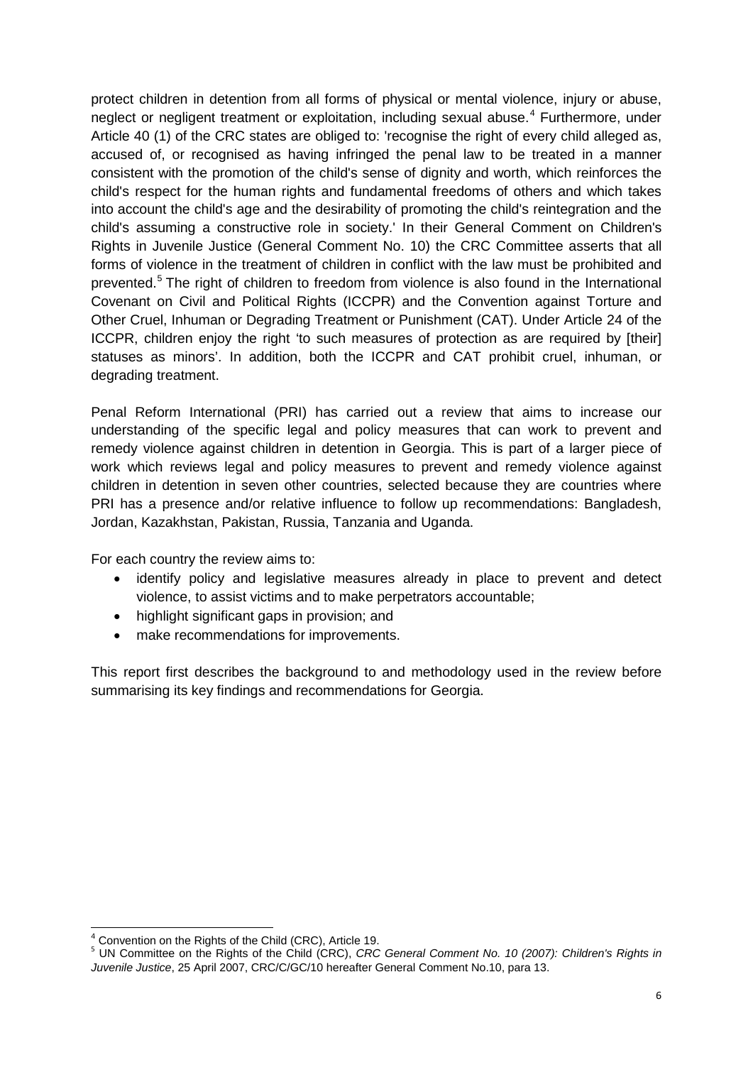protect children in detention from all forms of physical or mental violence, injury or abuse, neglect or negligent treatment or exploitation, including sexual abuse.[4] Furthermore, under Article 40 (1) of the CRC states are obliged to: 'recognise the right of every child alleged as, accused of, or recognised as having infringed the penal law to be treated in a manner consistent with the promotion of the child's sense of dignity and worth, which reinforces the child's respect for the human rights and fundamental freedoms of others and which takes into account the child's age and the desirability of promoting the child's reintegration and the child's assuming a constructive role in society.' In their General Comment on Children's Rights in Juvenile Justice (General Comment No. 10) the CRC Committee asserts that all forms of violence in the treatment of children in conflict with the law must be prohibited and prevented.[5] The right of children to freedom from violence is also found in the International Covenant on Civil and Political Rights (ICCPR) and the Convention against Torture and Other Cruel, Inhuman or Degrading Treatment or Punishment (CAT). Under Article 24 of the ICCPR, children enjoy the right 'to such measures of protection as are required by [their] statuses as minors'. In addition, both the ICCPR and CAT prohibit cruel, inhuman, or degrading treatment.

Penal Reform International (PRI) has carried out a review that aims to increase our understanding of the specific legal and policy measures that can work to prevent and remedy violence against children in detention in Georgia. This is part of a larger piece of work which reviews legal and policy measures to prevent and remedy violence against children in detention in seven other countries, selected because they are countries where PRI has a presence and/or relative influence to follow up recommendations: Bangladesh, Jordan, Kazakhstan, Pakistan, Russia, Tanzania and Uganda.

For each country the review aims to:

- identify policy and legislative measures already in place to prevent and detect violence, to assist victims and to make perpetrators accountable;
- highlight significant gaps in provision; and
- make recommendations for improvements.

This report first describes the background to and methodology used in the review before summarising its key findings and recommendations for Georgia.

---

[4] Convention on the Rights of the Child (CRC), Article 19.

[5] UN Committee on the Rights of the Child (CRC), *CRC General Comment No. 10 (2007): Children's Rights in Juvenile Justice*, 25 April 2007, CRC/C/GC/10 hereafter General Comment No.10, para 13.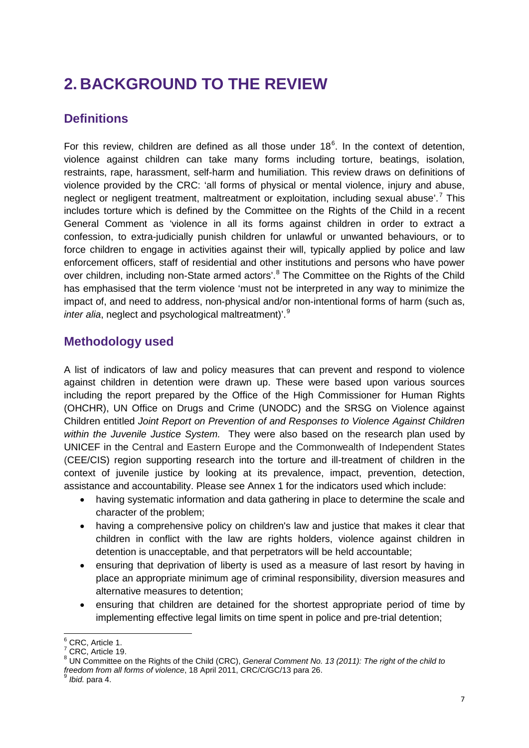# 2. BACKGROUND TO THE REVIEW

## Definitions

For this review, children are defined as all those under 18[6]. In the context of detention, violence against children can take many forms including torture, beatings, isolation, restraints, rape, harassment, self-harm and humiliation. This review draws on definitions of violence provided by the CRC: 'all forms of physical or mental violence, injury and abuse, neglect or negligent treatment, maltreatment or exploitation, including sexual abuse'.[7] This includes torture which is defined by the Committee on the Rights of the Child in a recent General Comment as 'violence in all its forms against children in order to extract a confession, to extra-judicially punish children for unlawful or unwanted behaviours, or to force children to engage in activities against their will, typically applied by police and law enforcement officers, staff of residential and other institutions and persons who have power over children, including non-State armed actors'.[8] The Committee on the Rights of the Child has emphasised that the term violence 'must not be interpreted in any way to minimize the impact of, and need to address, non-physical and/or non-intentional forms of harm (such as, *inter alia*, neglect and psychological maltreatment)'.[9]

## Methodology used

A list of indicators of law and policy measures that can prevent and respond to violence against children in detention were drawn up. These were based upon various sources including the report prepared by the Office of the High Commissioner for Human Rights (OHCHR), UN Office on Drugs and Crime (UNODC) and the SRSG on Violence against Children entitled *Joint Report on Prevention of and Responses to Violence Against Children within the Juvenile Justice System.* They were also based on the research plan used by UNICEF in the Central and Eastern Europe and the Commonwealth of Independent States (CEE/CIS) region supporting research into the torture and ill-treatment of children in the context of juvenile justice by looking at its prevalence, impact, prevention, detection, assistance and accountability. Please see Annex 1 for the indicators used which include:

- having systematic information and data gathering in place to determine the scale and character of the problem;
- having a comprehensive policy on children's law and justice that makes it clear that children in conflict with the law are rights holders, violence against children in detention is unacceptable, and that perpetrators will be held accountable;
- ensuring that deprivation of liberty is used as a measure of last resort by having in place an appropriate minimum age of criminal responsibility, diversion measures and alternative measures to detention;
- ensuring that children are detained for the shortest appropriate period of time by implementing effective legal limits on time spent in police and pre-trial detention;

---

[6] CRC, Article 1.

[7] CRC, Article 19.

[8] UN Committee on the Rights of the Child (CRC), *General Comment No. 13 (2011): The right of the child to freedom from all forms of violence*, 18 April 2011, CRC/C/GC/13 para 26.

[9] *Ibid.* para 4.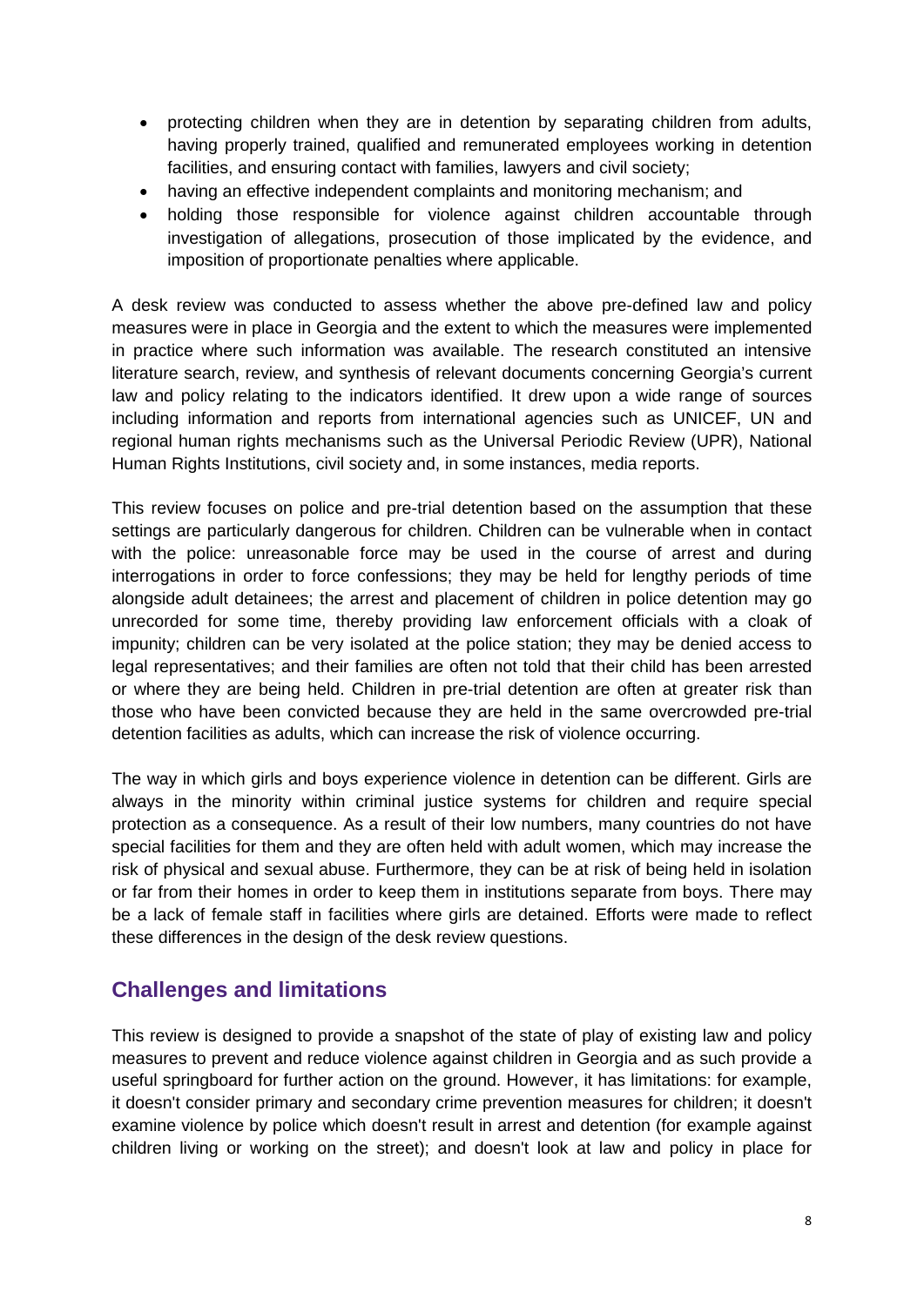- protecting children when they are in detention by separating children from adults, having properly trained, qualified and remunerated employees working in detention facilities, and ensuring contact with families, lawyers and civil society;
- having an effective independent complaints and monitoring mechanism; and
- holding those responsible for violence against children accountable through investigation of allegations, prosecution of those implicated by the evidence, and imposition of proportionate penalties where applicable.

A desk review was conducted to assess whether the above pre-defined law and policy measures were in place in Georgia and the extent to which the measures were implemented in practice where such information was available. The research constituted an intensive literature search, review, and synthesis of relevant documents concerning Georgia's current law and policy relating to the indicators identified. It drew upon a wide range of sources including information and reports from international agencies such as UNICEF, UN and regional human rights mechanisms such as the Universal Periodic Review (UPR), National Human Rights Institutions, civil society and, in some instances, media reports.

This review focuses on police and pre-trial detention based on the assumption that these settings are particularly dangerous for children. Children can be vulnerable when in contact with the police: unreasonable force may be used in the course of arrest and during interrogations in order to force confessions; they may be held for lengthy periods of time alongside adult detainees; the arrest and placement of children in police detention may go unrecorded for some time, thereby providing law enforcement officials with a cloak of impunity; children can be very isolated at the police station; they may be denied access to legal representatives; and their families are often not told that their child has been arrested or where they are being held. Children in pre-trial detention are often at greater risk than those who have been convicted because they are held in the same overcrowded pre-trial detention facilities as adults, which can increase the risk of violence occurring.

The way in which girls and boys experience violence in detention can be different. Girls are always in the minority within criminal justice systems for children and require special protection as a consequence. As a result of their low numbers, many countries do not have special facilities for them and they are often held with adult women, which may increase the risk of physical and sexual abuse. Furthermore, they can be at risk of being held in isolation or far from their homes in order to keep them in institutions separate from boys. There may be a lack of female staff in facilities where girls are detained. Efforts were made to reflect these differences in the design of the desk review questions.

## Challenges and limitations

This review is designed to provide a snapshot of the state of play of existing law and policy measures to prevent and reduce violence against children in Georgia and as such provide a useful springboard for further action on the ground. However, it has limitations: for example, it doesn't consider primary and secondary crime prevention measures for children; it doesn't examine violence by police which doesn't result in arrest and detention (for example against children living or working on the street); and doesn't look at law and policy in place for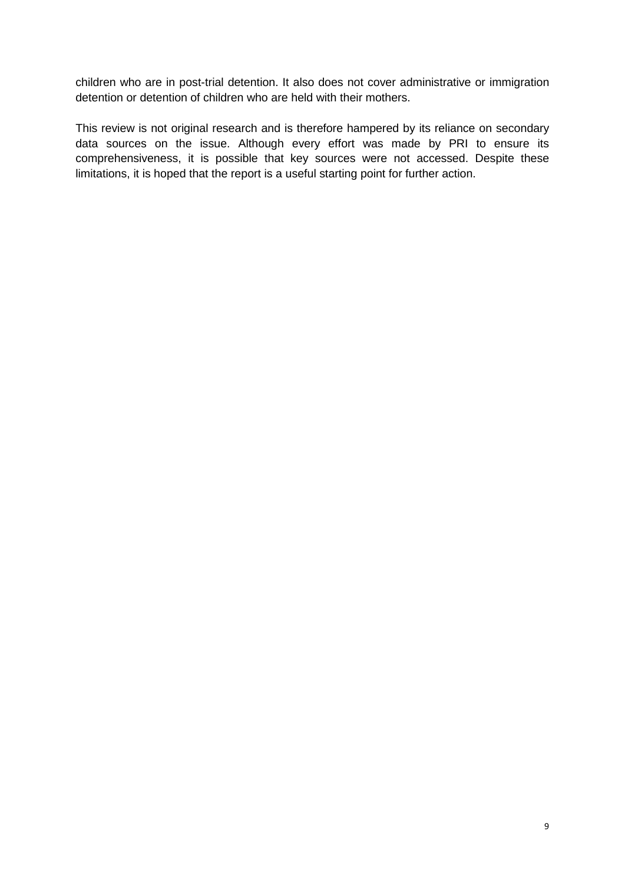children who are in post-trial detention. It also does not cover administrative or immigration detention or detention of children who are held with their mothers.

This review is not original research and is therefore hampered by its reliance on secondary data sources on the issue. Although every effort was made by PRI to ensure its comprehensiveness, it is possible that key sources were not accessed. Despite these limitations, it is hoped that the report is a useful starting point for further action.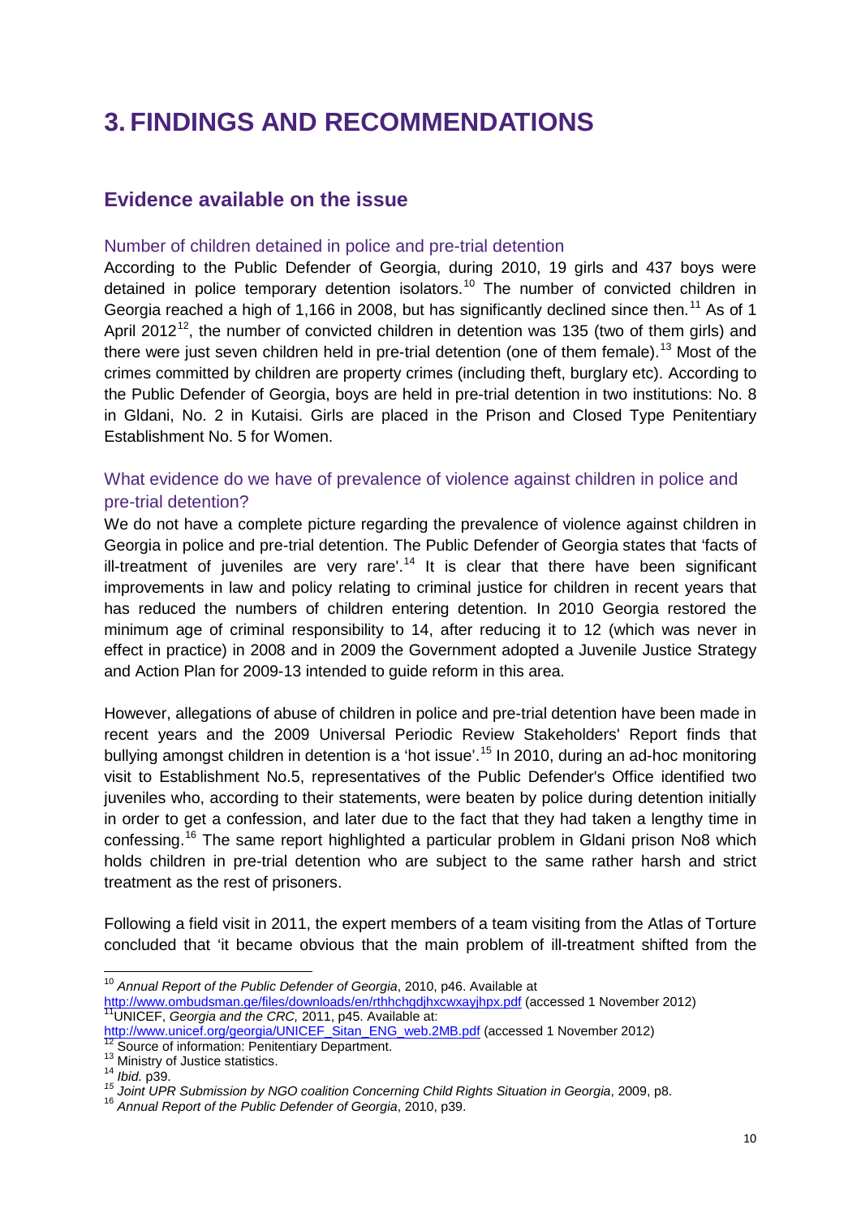# 3. FINDINGS AND RECOMMENDATIONS

## Evidence available on the issue

### Number of children detained in police and pre-trial detention

According to the Public Defender of Georgia, during 2010, 19 girls and 437 boys were detained in police temporary detention isolators.[10] The number of convicted children in Georgia reached a high of 1,166 in 2008, but has significantly declined since then.[11] As of 1 April 2012[12], the number of convicted children in detention was 135 (two of them girls) and there were just seven children held in pre-trial detention (one of them female).[13] Most of the crimes committed by children are property crimes (including theft, burglary etc). According to the Public Defender of Georgia, boys are held in pre-trial detention in two institutions: No. 8 in Gldani, No. 2 in Kutaisi. Girls are placed in the Prison and Closed Type Penitentiary Establishment No. 5 for Women.

### What evidence do we have of prevalence of violence against children in police and pre-trial detention?

We do not have a complete picture regarding the prevalence of violence against children in Georgia in police and pre-trial detention. The Public Defender of Georgia states that 'facts of ill-treatment of juveniles are very rare'.[14] It is clear that there have been significant improvements in law and policy relating to criminal justice for children in recent years that has reduced the numbers of children entering detention. In 2010 Georgia restored the minimum age of criminal responsibility to 14, after reducing it to 12 (which was never in effect in practice) in 2008 and in 2009 the Government adopted a Juvenile Justice Strategy and Action Plan for 2009-13 intended to guide reform in this area.

However, allegations of abuse of children in police and pre-trial detention have been made in recent years and the 2009 Universal Periodic Review Stakeholders' Report finds that bullying amongst children in detention is a 'hot issue'.[15] In 2010, during an ad-hoc monitoring visit to Establishment No.5, representatives of the Public Defender's Office identified two juveniles who, according to their statements, were beaten by police during detention initially in order to get a confession, and later due to the fact that they had taken a lengthy time in confessing.[16] The same report highlighted a particular problem in Gldani prison No8 which holds children in pre-trial detention who are subject to the same rather harsh and strict treatment as the rest of prisoners.

Following a field visit in 2011, the expert members of a team visiting from the Atlas of Torture concluded that 'it became obvious that the main problem of ill-treatment shifted from the

---

[10] *Annual Report of the Public Defender of Georgia*, 2010, p46. Available at http://www.ombudsman.ge/files/downloads/en/rthhchgdjhxcwxayjhpx.pdf (accessed 1 November 2012)

[11] UNICEF, *Georgia and the CRC,* 2011, p45. Available at: http://www.unicef.org/georgia/UNICEF_Sitan_ENG_web.2MB.pdf (accessed 1 November 2012)

[12] Source of information: Penitentiary Department.

[13] Ministry of Justice statistics.

[14] *Ibid.* p39.

[15] *Joint UPR Submission by NGO coalition Concerning Child Rights Situation in Georgia*, 2009, p8.

[16] *Annual Report of the Public Defender of Georgia*, 2010, p39.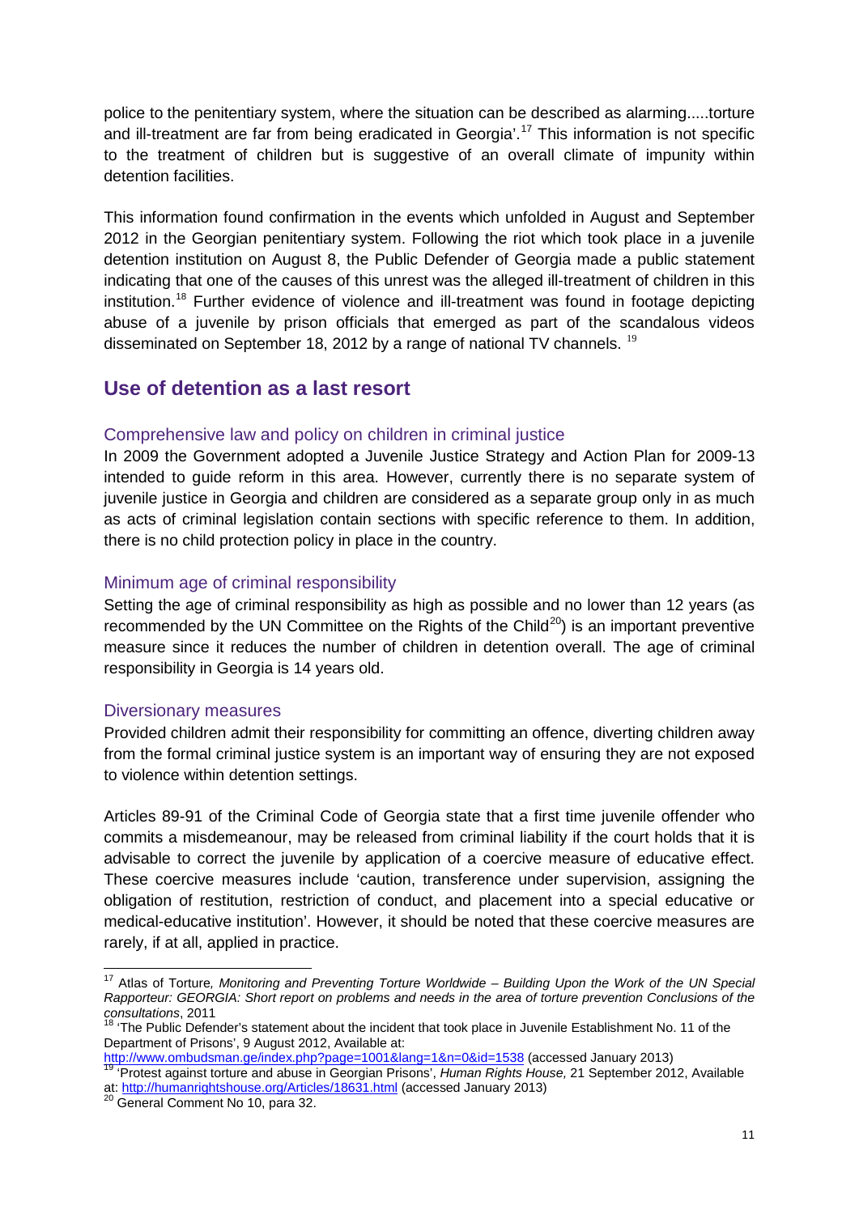police to the penitentiary system, where the situation can be described as alarming.....torture and ill-treatment are far from being eradicated in Georgia'.[17] This information is not specific to the treatment of children but is suggestive of an overall climate of impunity within detention facilities.

This information found confirmation in the events which unfolded in August and September 2012 in the Georgian penitentiary system. Following the riot which took place in a juvenile detention institution on August 8, the Public Defender of Georgia made a public statement indicating that one of the causes of this unrest was the alleged ill-treatment of children in this institution.[18] Further evidence of violence and ill-treatment was found in footage depicting abuse of a juvenile by prison officials that emerged as part of the scandalous videos disseminated on September 18, 2012 by a range of national TV channels. [19]

## Use of detention as a last resort

### Comprehensive law and policy on children in criminal justice

In 2009 the Government adopted a Juvenile Justice Strategy and Action Plan for 2009-13 intended to guide reform in this area. However, currently there is no separate system of juvenile justice in Georgia and children are considered as a separate group only in as much as acts of criminal legislation contain sections with specific reference to them. In addition, there is no child protection policy in place in the country.

### Minimum age of criminal responsibility

Setting the age of criminal responsibility as high as possible and no lower than 12 years (as recommended by the UN Committee on the Rights of the Child[20]) is an important preventive measure since it reduces the number of children in detention overall. The age of criminal responsibility in Georgia is 14 years old.

### Diversionary measures

Provided children admit their responsibility for committing an offence, diverting children away from the formal criminal justice system is an important way of ensuring they are not exposed to violence within detention settings.

Articles 89-91 of the Criminal Code of Georgia state that a first time juvenile offender who commits a misdemeanour, may be released from criminal liability if the court holds that it is advisable to correct the juvenile by application of a coercive measure of educative effect. These coercive measures include 'caution, transference under supervision, assigning the obligation of restitution, restriction of conduct, and placement into a special educative or medical-educative institution'. However, it should be noted that these coercive measures are rarely, if at all, applied in practice.

---

[17] Atlas of Torture*, Monitoring and Preventing Torture Worldwide – Building Upon the Work of the UN Special Rapporteur: GEORGIA: Short report on problems and needs in the area of torture prevention Conclusions of the consultations*, 2011

[18] 'The Public Defender's statement about the incident that took place in Juvenile Establishment No. 11 of the Department of Prisons', 9 August 2012, Available at: http://www.ombudsman.ge/index.php?page=1001&lang=1&n=0&id=1538 (accessed January 2013)

[19] 'Protest against torture and abuse in Georgian Prisons', *Human Rights House,* 21 September 2012, Available at: http://humanrightshouse.org/Articles/18631.html (accessed January 2013)

[20] General Comment No 10, para 32.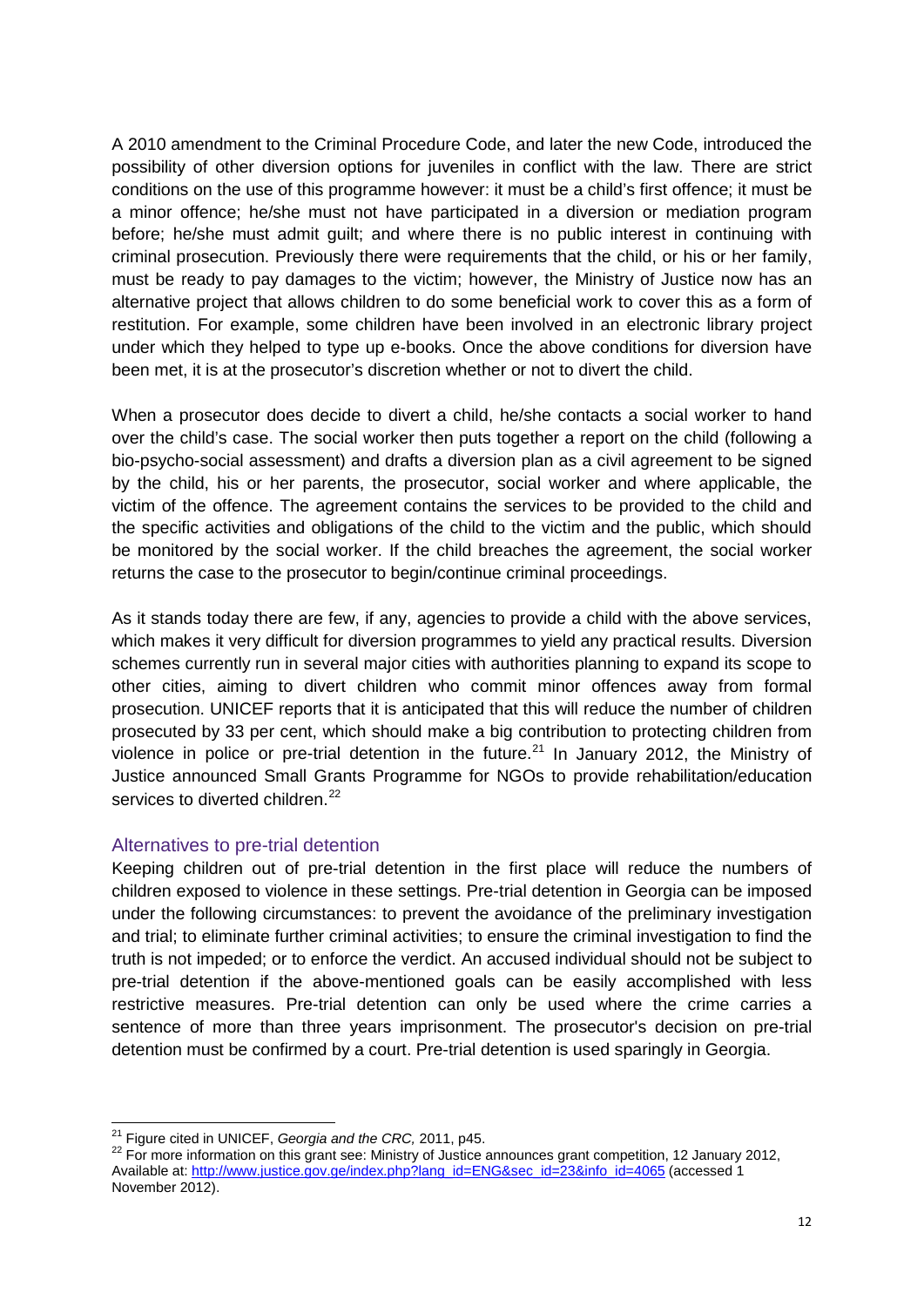A 2010 amendment to the Criminal Procedure Code, and later the new Code, introduced the possibility of other diversion options for juveniles in conflict with the law. There are strict conditions on the use of this programme however: it must be a child's first offence; it must be a minor offence; he/she must not have participated in a diversion or mediation program before; he/she must admit guilt; and where there is no public interest in continuing with criminal prosecution. Previously there were requirements that the child, or his or her family, must be ready to pay damages to the victim; however, the Ministry of Justice now has an alternative project that allows children to do some beneficial work to cover this as a form of restitution. For example, some children have been involved in an electronic library project under which they helped to type up e-books. Once the above conditions for diversion have been met, it is at the prosecutor's discretion whether or not to divert the child.

When a prosecutor does decide to divert a child, he/she contacts a social worker to hand over the child's case. The social worker then puts together a report on the child (following a bio-psycho-social assessment) and drafts a diversion plan as a civil agreement to be signed by the child, his or her parents, the prosecutor, social worker and where applicable, the victim of the offence. The agreement contains the services to be provided to the child and the specific activities and obligations of the child to the victim and the public, which should be monitored by the social worker. If the child breaches the agreement, the social worker returns the case to the prosecutor to begin/continue criminal proceedings.

As it stands today there are few, if any, agencies to provide a child with the above services, which makes it very difficult for diversion programmes to yield any practical results. Diversion schemes currently run in several major cities with authorities planning to expand its scope to other cities, aiming to divert children who commit minor offences away from formal prosecution. UNICEF reports that it is anticipated that this will reduce the number of children prosecuted by 33 per cent, which should make a big contribution to protecting children from violence in police or pre-trial detention in the future.[21] In January 2012, the Ministry of Justice announced Small Grants Programme for NGOs to provide rehabilitation/education services to diverted children.[22]

## Alternatives to pre-trial detention

Keeping children out of pre-trial detention in the first place will reduce the numbers of children exposed to violence in these settings. Pre-trial detention in Georgia can be imposed under the following circumstances: to prevent the avoidance of the preliminary investigation and trial; to eliminate further criminal activities; to ensure the criminal investigation to find the truth is not impeded; or to enforce the verdict. An accused individual should not be subject to pre-trial detention if the above-mentioned goals can be easily accomplished with less restrictive measures. Pre-trial detention can only be used where the crime carries a sentence of more than three years imprisonment. The prosecutor's decision on pre-trial detention must be confirmed by a court. Pre-trial detention is used sparingly in Georgia.

---

[21] Figure cited in UNICEF, *Georgia and the CRC,* 2011, p45.

[22] For more information on this grant see: Ministry of Justice announces grant competition, 12 January 2012, Available at: http://www.justice.gov.ge/index.php?lang_id=ENG&sec_id=23&info_id=4065 (accessed 1 November 2012).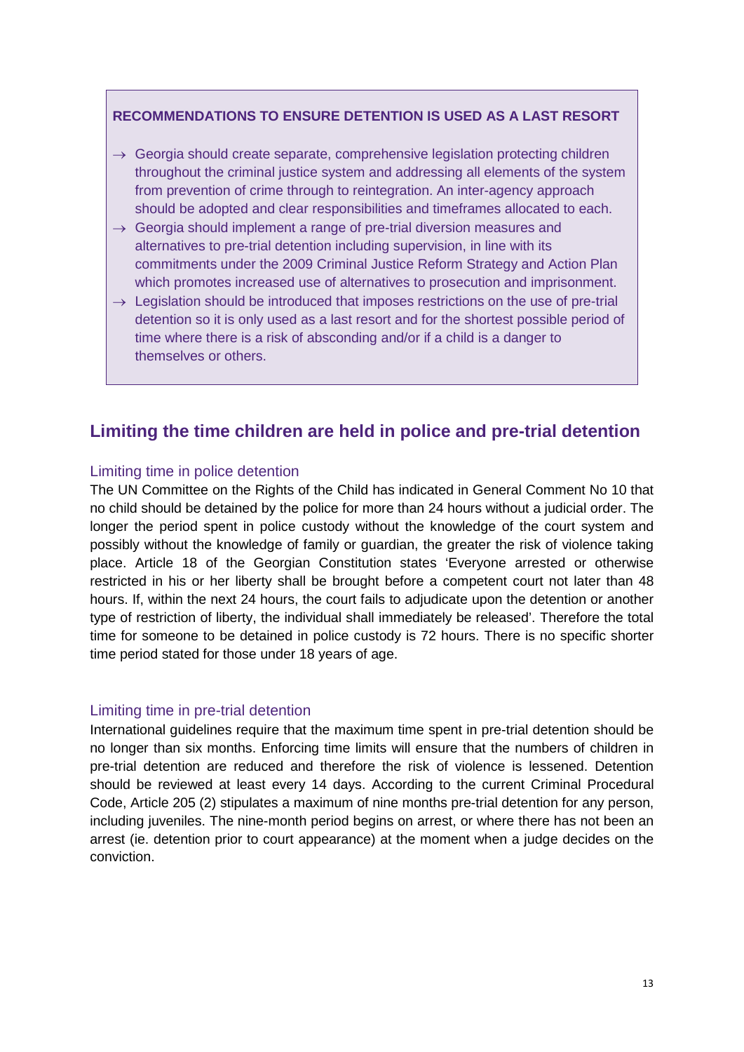**RECOMMENDATIONS TO ENSURE DETENTION IS USED AS A LAST RESORT**

- → Georgia should create separate, comprehensive legislation protecting children throughout the criminal justice system and addressing all elements of the system from prevention of crime through to reintegration. An inter-agency approach should be adopted and clear responsibilities and timeframes allocated to each.
- → Georgia should implement a range of pre-trial diversion measures and alternatives to pre-trial detention including supervision, in line with its commitments under the 2009 Criminal Justice Reform Strategy and Action Plan which promotes increased use of alternatives to prosecution and imprisonment.
- → Legislation should be introduced that imposes restrictions on the use of pre-trial detention so it is only used as a last resort and for the shortest possible period of time where there is a risk of absconding and/or if a child is a danger to themselves or others.

## Limiting the time children are held in police and pre-trial detention

### Limiting time in police detention

The UN Committee on the Rights of the Child has indicated in General Comment No 10 that no child should be detained by the police for more than 24 hours without a judicial order. The longer the period spent in police custody without the knowledge of the court system and possibly without the knowledge of family or guardian, the greater the risk of violence taking place. Article 18 of the Georgian Constitution states 'Everyone arrested or otherwise restricted in his or her liberty shall be brought before a competent court not later than 48 hours. If, within the next 24 hours, the court fails to adjudicate upon the detention or another type of restriction of liberty, the individual shall immediately be released'. Therefore the total time for someone to be detained in police custody is 72 hours. There is no specific shorter time period stated for those under 18 years of age.

### Limiting time in pre-trial detention

International guidelines require that the maximum time spent in pre-trial detention should be no longer than six months. Enforcing time limits will ensure that the numbers of children in pre-trial detention are reduced and therefore the risk of violence is lessened. Detention should be reviewed at least every 14 days. According to the current Criminal Procedural Code, Article 205 (2) stipulates a maximum of nine months pre-trial detention for any person, including juveniles. The nine-month period begins on arrest, or where there has not been an arrest (ie. detention prior to court appearance) at the moment when a judge decides on the conviction.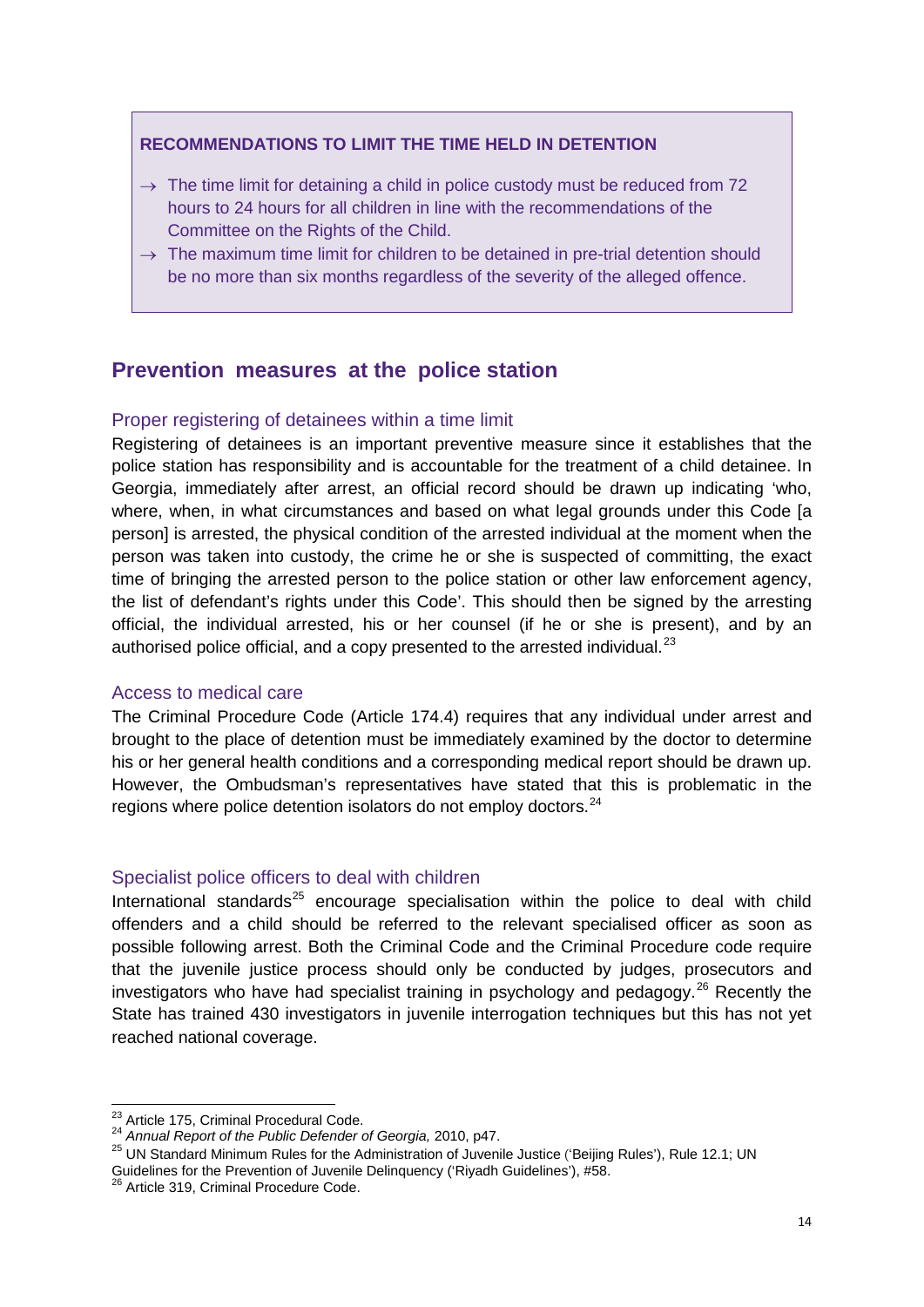**RECOMMENDATIONS TO LIMIT THE TIME HELD IN DETENTION**

- → The time limit for detaining a child in police custody must be reduced from 72 hours to 24 hours for all children in line with the recommendations of the Committee on the Rights of the Child.
- → The maximum time limit for children to be detained in pre-trial detention should be no more than six months regardless of the severity of the alleged offence.

## Prevention measures at the police station

### Proper registering of detainees within a time limit

Registering of detainees is an important preventive measure since it establishes that the police station has responsibility and is accountable for the treatment of a child detainee. In Georgia, immediately after arrest, an official record should be drawn up indicating 'who, where, when, in what circumstances and based on what legal grounds under this Code [a person] is arrested, the physical condition of the arrested individual at the moment when the person was taken into custody, the crime he or she is suspected of committing, the exact time of bringing the arrested person to the police station or other law enforcement agency, the list of defendant's rights under this Code'. This should then be signed by the arresting official, the individual arrested, his or her counsel (if he or she is present), and by an authorised police official, and a copy presented to the arrested individual.[23]

### Access to medical care

The Criminal Procedure Code (Article 174.4) requires that any individual under arrest and brought to the place of detention must be immediately examined by the doctor to determine his or her general health conditions and a corresponding medical report should be drawn up. However, the Ombudsman's representatives have stated that this is problematic in the regions where police detention isolators do not employ doctors.[24]

### Specialist police officers to deal with children

International standards[25] encourage specialisation within the police to deal with child offenders and a child should be referred to the relevant specialised officer as soon as possible following arrest. Both the Criminal Code and the Criminal Procedure code require that the juvenile justice process should only be conducted by judges, prosecutors and investigators who have had specialist training in psychology and pedagogy.[26] Recently the State has trained 430 investigators in juvenile interrogation techniques but this has not yet reached national coverage.

---

[23] Article 175, Criminal Procedural Code.

[24] *Annual Report of the Public Defender of Georgia,* 2010, p47.

[25] UN Standard Minimum Rules for the Administration of Juvenile Justice ('Beijing Rules'), Rule 12.1; UN Guidelines for the Prevention of Juvenile Delinquency ('Riyadh Guidelines'), #58.

[26] Article 319, Criminal Procedure Code.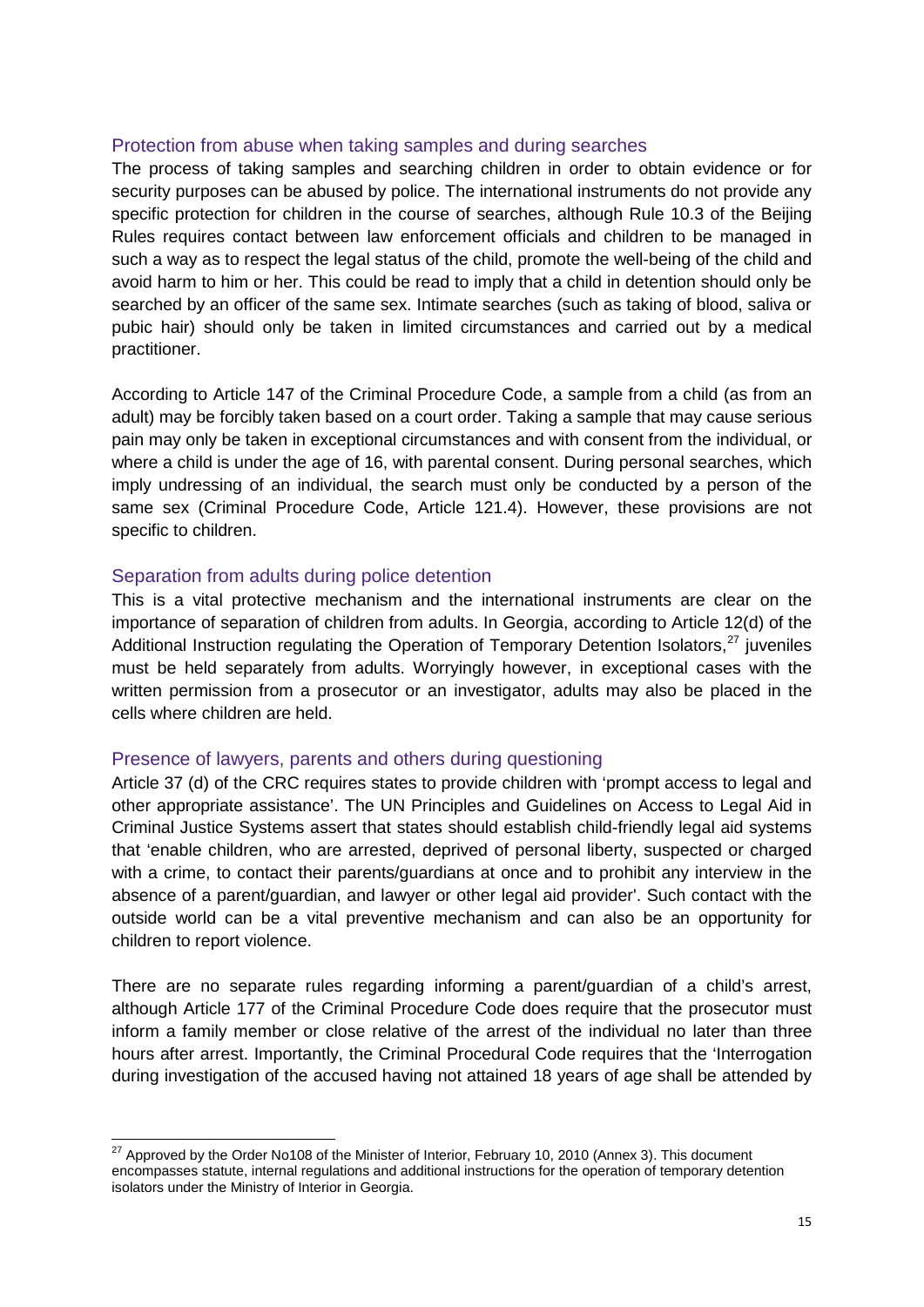### Protection from abuse when taking samples and during searches

The process of taking samples and searching children in order to obtain evidence or for security purposes can be abused by police. The international instruments do not provide any specific protection for children in the course of searches, although Rule 10.3 of the Beijing Rules requires contact between law enforcement officials and children to be managed in such a way as to respect the legal status of the child, promote the well-being of the child and avoid harm to him or her. This could be read to imply that a child in detention should only be searched by an officer of the same sex. Intimate searches (such as taking of blood, saliva or pubic hair) should only be taken in limited circumstances and carried out by a medical practitioner.

According to Article 147 of the Criminal Procedure Code, a sample from a child (as from an adult) may be forcibly taken based on a court order. Taking a sample that may cause serious pain may only be taken in exceptional circumstances and with consent from the individual, or where a child is under the age of 16, with parental consent. During personal searches, which imply undressing of an individual, the search must only be conducted by a person of the same sex (Criminal Procedure Code, Article 121.4). However, these provisions are not specific to children.

### Separation from adults during police detention

This is a vital protective mechanism and the international instruments are clear on the importance of separation of children from adults. In Georgia, according to Article 12(d) of the Additional Instruction regulating the Operation of Temporary Detention Isolators,[27] juveniles must be held separately from adults. Worryingly however, in exceptional cases with the written permission from a prosecutor or an investigator, adults may also be placed in the cells where children are held.

### Presence of lawyers, parents and others during questioning

Article 37 (d) of the CRC requires states to provide children with 'prompt access to legal and other appropriate assistance'. The UN Principles and Guidelines on Access to Legal Aid in Criminal Justice Systems assert that states should establish child-friendly legal aid systems that 'enable children, who are arrested, deprived of personal liberty, suspected or charged with a crime, to contact their parents/guardians at once and to prohibit any interview in the absence of a parent/guardian, and lawyer or other legal aid provider'. Such contact with the outside world can be a vital preventive mechanism and can also be an opportunity for children to report violence.

There are no separate rules regarding informing a parent/guardian of a child's arrest, although Article 177 of the Criminal Procedure Code does require that the prosecutor must inform a family member or close relative of the arrest of the individual no later than three hours after arrest. Importantly, the Criminal Procedural Code requires that the 'Interrogation during investigation of the accused having not attained 18 years of age shall be attended by

---

[27] Approved by the Order No108 of the Minister of Interior, February 10, 2010 (Annex 3). This document encompasses statute, internal regulations and additional instructions for the operation of temporary detention isolators under the Ministry of Interior in Georgia.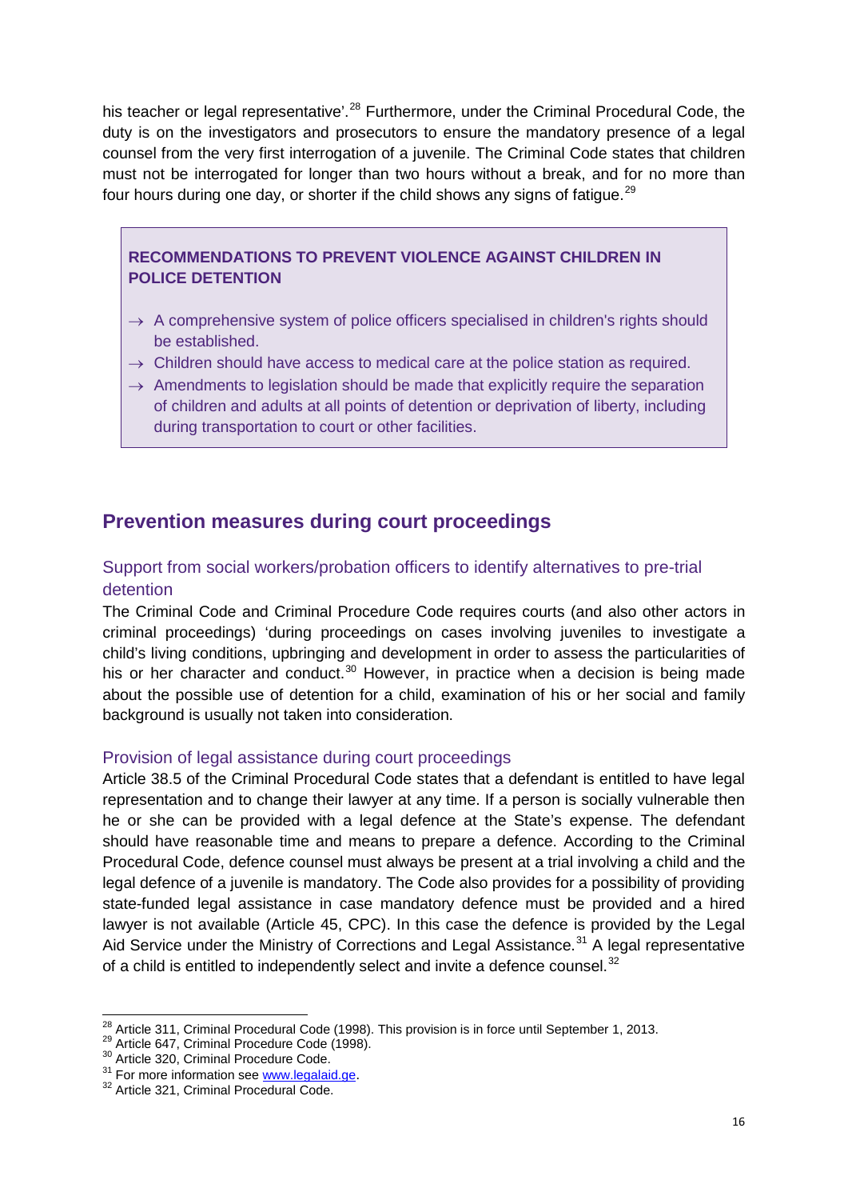his teacher or legal representative'.[28] Furthermore, under the Criminal Procedural Code, the duty is on the investigators and prosecutors to ensure the mandatory presence of a legal counsel from the very first interrogation of a juvenile. The Criminal Code states that children must not be interrogated for longer than two hours without a break, and for no more than four hours during one day, or shorter if the child shows any signs of fatigue.[29]

> **RECOMMENDATIONS TO PREVENT VIOLENCE AGAINST CHILDREN IN POLICE DETENTION**
>
> → A comprehensive system of police officers specialised in children's rights should be established.
> → Children should have access to medical care at the police station as required.
> → Amendments to legislation should be made that explicitly require the separation of children and adults at all points of detention or deprivation of liberty, including during transportation to court or other facilities.

## Prevention measures during court proceedings

### Support from social workers/probation officers to identify alternatives to pre-trial detention

The Criminal Code and Criminal Procedure Code requires courts (and also other actors in criminal proceedings) 'during proceedings on cases involving juveniles to investigate a child's living conditions, upbringing and development in order to assess the particularities of his or her character and conduct.[30] However, in practice when a decision is being made about the possible use of detention for a child, examination of his or her social and family background is usually not taken into consideration.

### Provision of legal assistance during court proceedings

Article 38.5 of the Criminal Procedural Code states that a defendant is entitled to have legal representation and to change their lawyer at any time. If a person is socially vulnerable then he or she can be provided with a legal defence at the State's expense. The defendant should have reasonable time and means to prepare a defence. According to the Criminal Procedural Code, defence counsel must always be present at a trial involving a child and the legal defence of a juvenile is mandatory. The Code also provides for a possibility of providing state-funded legal assistance in case mandatory defence must be provided and a hired lawyer is not available (Article 45, CPC). In this case the defence is provided by the Legal Aid Service under the Ministry of Corrections and Legal Assistance.[31] A legal representative of a child is entitled to independently select and invite a defence counsel.[32]

---

[28] Article 311, Criminal Procedural Code (1998). This provision is in force until September 1, 2013.
[29] Article 647, Criminal Procedure Code (1998).
[30] Article 320, Criminal Procedure Code.
[31] For more information see www.legalaid.ge.
[32] Article 321, Criminal Procedural Code.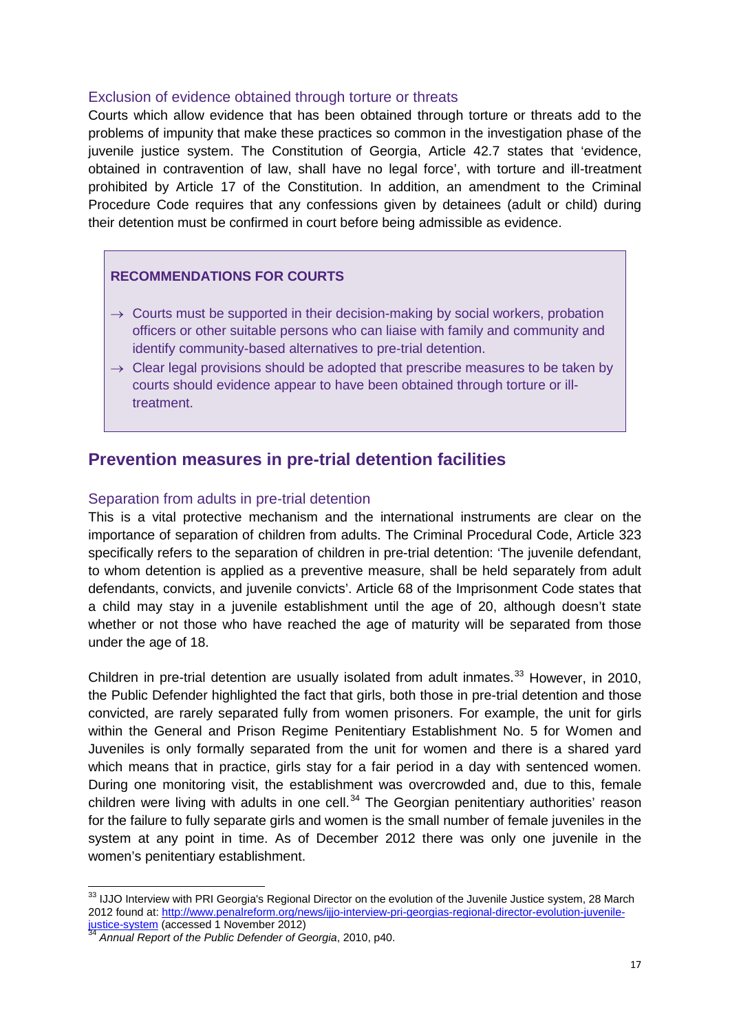### Exclusion of evidence obtained through torture or threats

Courts which allow evidence that has been obtained through torture or threats add to the problems of impunity that make these practices so common in the investigation phase of the juvenile justice system. The Constitution of Georgia, Article 42.7 states that 'evidence, obtained in contravention of law, shall have no legal force', with torture and ill-treatment prohibited by Article 17 of the Constitution. In addition, an amendment to the Criminal Procedure Code requires that any confessions given by detainees (adult or child) during their detention must be confirmed in court before being admissible as evidence.

> **RECOMMENDATIONS FOR COURTS**
>
> → Courts must be supported in their decision-making by social workers, probation officers or other suitable persons who can liaise with family and community and identify community-based alternatives to pre-trial detention.
>
> → Clear legal provisions should be adopted that prescribe measures to be taken by courts should evidence appear to have been obtained through torture or ill-treatment.

## Prevention measures in pre-trial detention facilities

### Separation from adults in pre-trial detention

This is a vital protective mechanism and the international instruments are clear on the importance of separation of children from adults. The Criminal Procedural Code, Article 323 specifically refers to the separation of children in pre-trial detention: 'The juvenile defendant, to whom detention is applied as a preventive measure, shall be held separately from adult defendants, convicts, and juvenile convicts'. Article 68 of the Imprisonment Code states that a child may stay in a juvenile establishment until the age of 20, although doesn't state whether or not those who have reached the age of maturity will be separated from those under the age of 18.

Children in pre-trial detention are usually isolated from adult inmates.[33] However, in 2010, the Public Defender highlighted the fact that girls, both those in pre-trial detention and those convicted, are rarely separated fully from women prisoners. For example, the unit for girls within the General and Prison Regime Penitentiary Establishment No. 5 for Women and Juveniles is only formally separated from the unit for women and there is a shared yard which means that in practice, girls stay for a fair period in a day with sentenced women. During one monitoring visit, the establishment was overcrowded and, due to this, female children were living with adults in one cell.[34] The Georgian penitentiary authorities' reason for the failure to fully separate girls and women is the small number of female juveniles in the system at any point in time. As of December 2012 there was only one juvenile in the women's penitentiary establishment.

---

[33] IJJO Interview with PRI Georgia's Regional Director on the evolution of the Juvenile Justice system, 28 March 2012 found at: http://www.penalreform.org/news/ijjo-interview-pri-georgias-regional-director-evolution-juvenile-justice-system (accessed 1 November 2012)

[34] *Annual Report of the Public Defender of Georgia*, 2010, p40.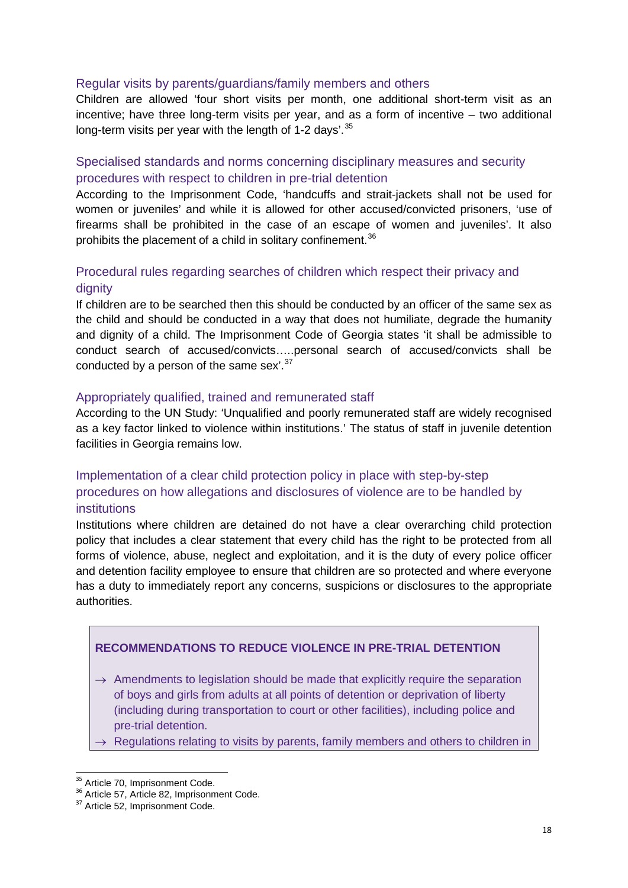### Regular visits by parents/guardians/family members and others

Children are allowed 'four short visits per month, one additional short-term visit as an incentive; have three long-term visits per year, and as a form of incentive – two additional long-term visits per year with the length of 1-2 days'.[35]

### Specialised standards and norms concerning disciplinary measures and security procedures with respect to children in pre-trial detention

According to the Imprisonment Code, 'handcuffs and strait-jackets shall not be used for women or juveniles' and while it is allowed for other accused/convicted prisoners, 'use of firearms shall be prohibited in the case of an escape of women and juveniles'. It also prohibits the placement of a child in solitary confinement.[36]

### Procedural rules regarding searches of children which respect their privacy and dignity

If children are to be searched then this should be conducted by an officer of the same sex as the child and should be conducted in a way that does not humiliate, degrade the humanity and dignity of a child. The Imprisonment Code of Georgia states 'it shall be admissible to conduct search of accused/convicts…..personal search of accused/convicts shall be conducted by a person of the same sex'.[37]

### Appropriately qualified, trained and remunerated staff

According to the UN Study: 'Unqualified and poorly remunerated staff are widely recognised as a key factor linked to violence within institutions.' The status of staff in juvenile detention facilities in Georgia remains low.

### Implementation of a clear child protection policy in place with step-by-step procedures on how allegations and disclosures of violence are to be handled by institutions

Institutions where children are detained do not have a clear overarching child protection policy that includes a clear statement that every child has the right to be protected from all forms of violence, abuse, neglect and exploitation, and it is the duty of every police officer and detention facility employee to ensure that children are so protected and where everyone has a duty to immediately report any concerns, suspicions or disclosures to the appropriate authorities.

**RECOMMENDATIONS TO REDUCE VIOLENCE IN PRE-TRIAL DETENTION**

→ Amendments to legislation should be made that explicitly require the separation of boys and girls from adults at all points of detention or deprivation of liberty (including during transportation to court or other facilities), including police and pre-trial detention.

→ Regulations relating to visits by parents, family members and others to children in

---

[35] Article 70, Imprisonment Code.

[36] Article 57, Article 82, Imprisonment Code.

[37] Article 52, Imprisonment Code.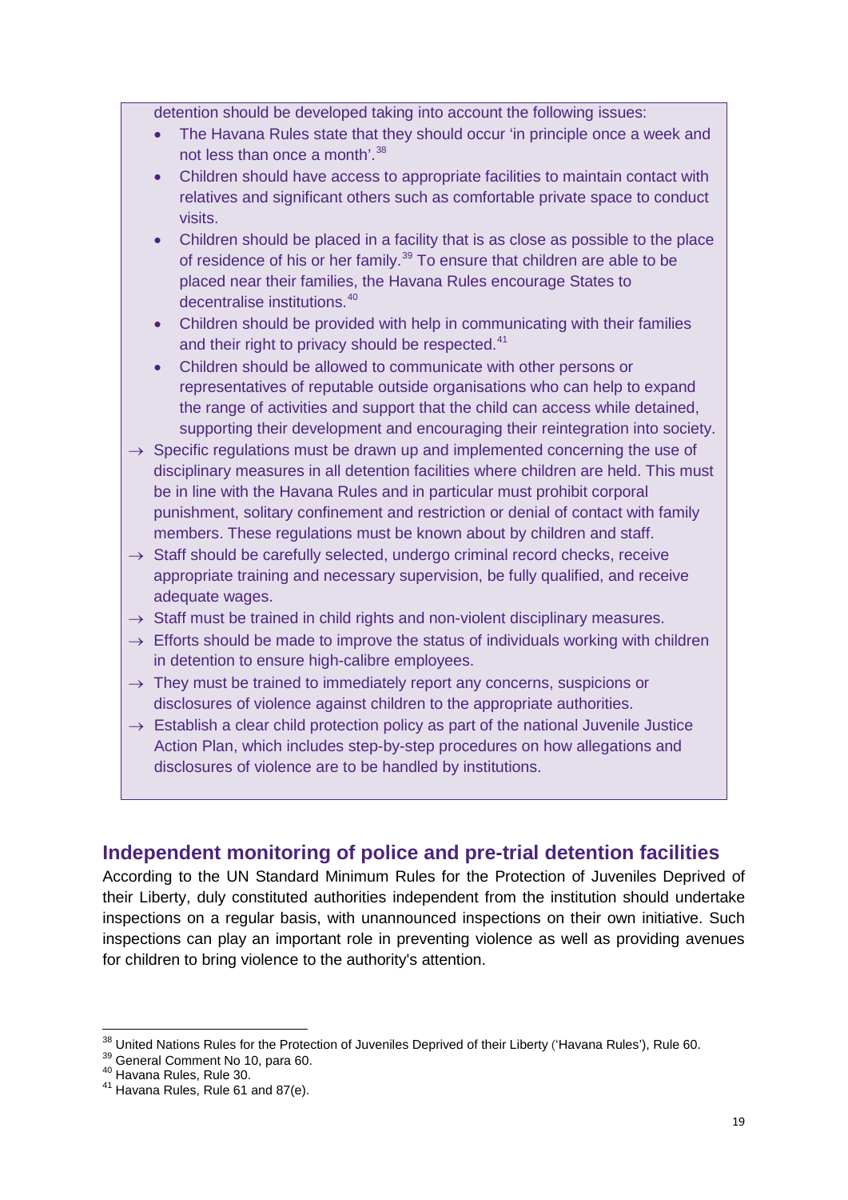detention should be developed taking into account the following issues:

- The Havana Rules state that they should occur 'in principle once a week and not less than once a month'.[38]
- Children should have access to appropriate facilities to maintain contact with relatives and significant others such as comfortable private space to conduct visits.
- Children should be placed in a facility that is as close as possible to the place of residence of his or her family.[39] To ensure that children are able to be placed near their families, the Havana Rules encourage States to decentralise institutions.[40]
- Children should be provided with help in communicating with their families and their right to privacy should be respected.[41]
- Children should be allowed to communicate with other persons or representatives of reputable outside organisations who can help to expand the range of activities and support that the child can access while detained, supporting their development and encouraging their reintegration into society.

→ Specific regulations must be drawn up and implemented concerning the use of disciplinary measures in all detention facilities where children are held. This must be in line with the Havana Rules and in particular must prohibit corporal punishment, solitary confinement and restriction or denial of contact with family members. These regulations must be known about by children and staff.

→ Staff should be carefully selected, undergo criminal record checks, receive appropriate training and necessary supervision, be fully qualified, and receive adequate wages.

→ Staff must be trained in child rights and non-violent disciplinary measures.

→ Efforts should be made to improve the status of individuals working with children in detention to ensure high-calibre employees.

→ They must be trained to immediately report any concerns, suspicions or disclosures of violence against children to the appropriate authorities.

→ Establish a clear child protection policy as part of the national Juvenile Justice Action Plan, which includes step-by-step procedures on how allegations and disclosures of violence are to be handled by institutions.

## Independent monitoring of police and pre-trial detention facilities

According to the UN Standard Minimum Rules for the Protection of Juveniles Deprived of their Liberty, duly constituted authorities independent from the institution should undertake inspections on a regular basis, with unannounced inspections on their own initiative. Such inspections can play an important role in preventing violence as well as providing avenues for children to bring violence to the authority's attention.

---

[38] United Nations Rules for the Protection of Juveniles Deprived of their Liberty ('Havana Rules'), Rule 60.

[39] General Comment No 10, para 60.

[40] Havana Rules, Rule 30.

[41] Havana Rules, Rule 61 and 87(e).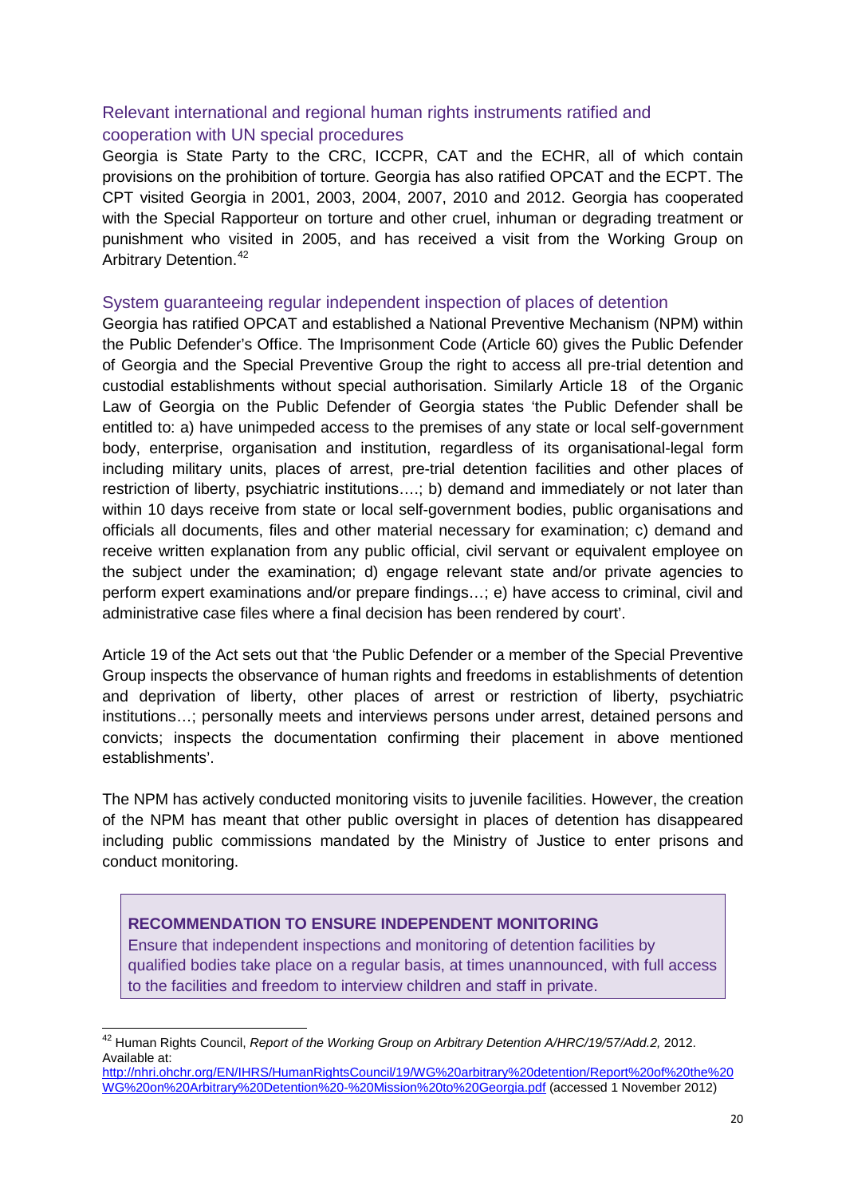## Relevant international and regional human rights instruments ratified and cooperation with UN special procedures

Georgia is State Party to the CRC, ICCPR, CAT and the ECHR, all of which contain provisions on the prohibition of torture. Georgia has also ratified OPCAT and the ECPT. The CPT visited Georgia in 2001, 2003, 2004, 2007, 2010 and 2012. Georgia has cooperated with the Special Rapporteur on torture and other cruel, inhuman or degrading treatment or punishment who visited in 2005, and has received a visit from the Working Group on Arbitrary Detention.[42]

## System guaranteeing regular independent inspection of places of detention

Georgia has ratified OPCAT and established a National Preventive Mechanism (NPM) within the Public Defender's Office. The Imprisonment Code (Article 60) gives the Public Defender of Georgia and the Special Preventive Group the right to access all pre-trial detention and custodial establishments without special authorisation. Similarly Article 18 of the Organic Law of Georgia on the Public Defender of Georgia states 'the Public Defender shall be entitled to: a) have unimpeded access to the premises of any state or local self-government body, enterprise, organisation and institution, regardless of its organisational-legal form including military units, places of arrest, pre-trial detention facilities and other places of restriction of liberty, psychiatric institutions….; b) demand and immediately or not later than within 10 days receive from state or local self-government bodies, public organisations and officials all documents, files and other material necessary for examination; c) demand and receive written explanation from any public official, civil servant or equivalent employee on the subject under the examination; d) engage relevant state and/or private agencies to perform expert examinations and/or prepare findings…; e) have access to criminal, civil and administrative case files where a final decision has been rendered by court'.

Article 19 of the Act sets out that 'the Public Defender or a member of the Special Preventive Group inspects the observance of human rights and freedoms in establishments of detention and deprivation of liberty, other places of arrest or restriction of liberty, psychiatric institutions…; personally meets and interviews persons under arrest, detained persons and convicts; inspects the documentation confirming their placement in above mentioned establishments'.

The NPM has actively conducted monitoring visits to juvenile facilities. However, the creation of the NPM has meant that other public oversight in places of detention has disappeared including public commissions mandated by the Ministry of Justice to enter prisons and conduct monitoring.

> **RECOMMENDATION TO ENSURE INDEPENDENT MONITORING**
>
> Ensure that independent inspections and monitoring of detention facilities by qualified bodies take place on a regular basis, at times unannounced, with full access to the facilities and freedom to interview children and staff in private.

---

[42] Human Rights Council, *Report of the Working Group on Arbitrary Detention A/HRC/19/57/Add.2,* 2012. Available at: http://nhri.ohchr.org/EN/IHRS/HumanRightsCouncil/19/WG%20arbitrary%20detention/Report%20of%20the%20WG%20on%20Arbitrary%20Detention%20-%20Mission%20to%20Georgia.pdf (accessed 1 November 2012)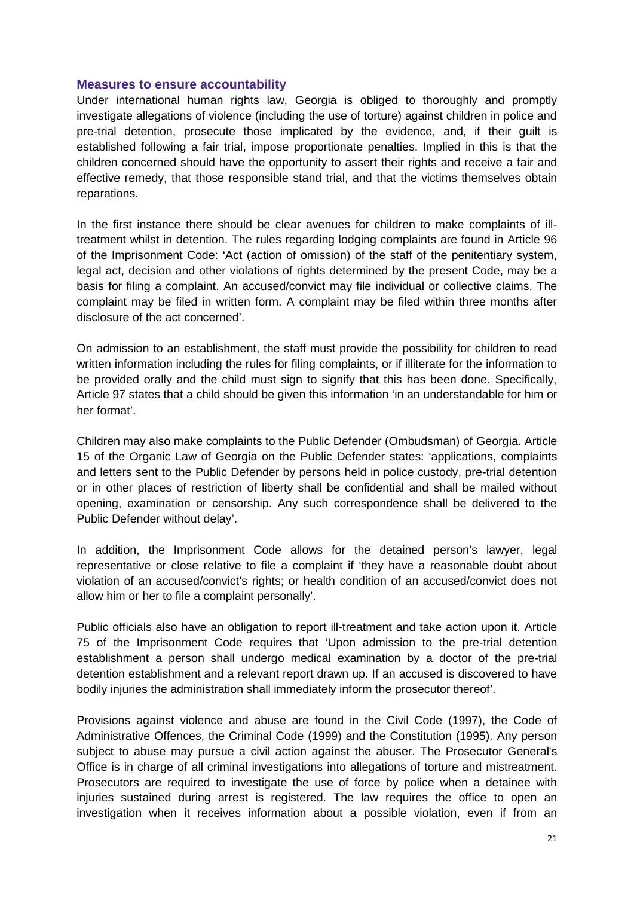## Measures to ensure accountability

Under international human rights law, Georgia is obliged to thoroughly and promptly investigate allegations of violence (including the use of torture) against children in police and pre-trial detention, prosecute those implicated by the evidence, and, if their guilt is established following a fair trial, impose proportionate penalties. Implied in this is that the children concerned should have the opportunity to assert their rights and receive a fair and effective remedy, that those responsible stand trial, and that the victims themselves obtain reparations.

In the first instance there should be clear avenues for children to make complaints of ill-treatment whilst in detention. The rules regarding lodging complaints are found in Article 96 of the Imprisonment Code: 'Act (action of omission) of the staff of the penitentiary system, legal act, decision and other violations of rights determined by the present Code, may be a basis for filing a complaint. An accused/convict may file individual or collective claims. The complaint may be filed in written form. A complaint may be filed within three months after disclosure of the act concerned'.

On admission to an establishment, the staff must provide the possibility for children to read written information including the rules for filing complaints, or if illiterate for the information to be provided orally and the child must sign to signify that this has been done. Specifically, Article 97 states that a child should be given this information 'in an understandable for him or her format'.

Children may also make complaints to the Public Defender (Ombudsman) of Georgia. Article 15 of the Organic Law of Georgia on the Public Defender states: 'applications, complaints and letters sent to the Public Defender by persons held in police custody, pre-trial detention or in other places of restriction of liberty shall be confidential and shall be mailed without opening, examination or censorship. Any such correspondence shall be delivered to the Public Defender without delay'.

In addition, the Imprisonment Code allows for the detained person's lawyer, legal representative or close relative to file a complaint if 'they have a reasonable doubt about violation of an accused/convict's rights; or health condition of an accused/convict does not allow him or her to file a complaint personally'.

Public officials also have an obligation to report ill-treatment and take action upon it. Article 75 of the Imprisonment Code requires that 'Upon admission to the pre-trial detention establishment a person shall undergo medical examination by a doctor of the pre-trial detention establishment and a relevant report drawn up. If an accused is discovered to have bodily injuries the administration shall immediately inform the prosecutor thereof'.

Provisions against violence and abuse are found in the Civil Code (1997), the Code of Administrative Offences, the Criminal Code (1999) and the Constitution (1995). Any person subject to abuse may pursue a civil action against the abuser. The Prosecutor General's Office is in charge of all criminal investigations into allegations of torture and mistreatment. Prosecutors are required to investigate the use of force by police when a detainee with injuries sustained during arrest is registered. The law requires the office to open an investigation when it receives information about a possible violation, even if from an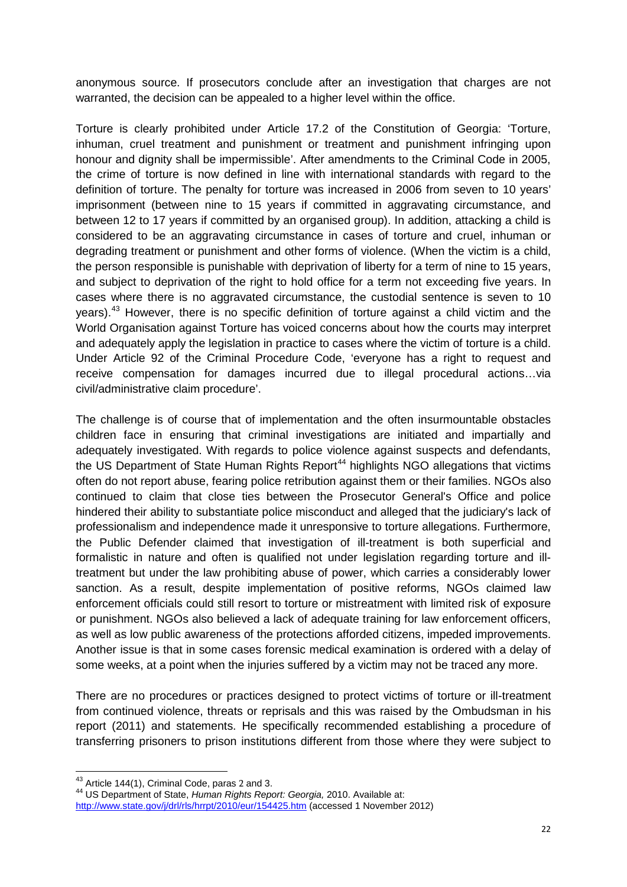anonymous source. If prosecutors conclude after an investigation that charges are not warranted, the decision can be appealed to a higher level within the office.

Torture is clearly prohibited under Article 17.2 of the Constitution of Georgia: 'Torture, inhuman, cruel treatment and punishment or treatment and punishment infringing upon honour and dignity shall be impermissible'. After amendments to the Criminal Code in 2005, the crime of torture is now defined in line with international standards with regard to the definition of torture. The penalty for torture was increased in 2006 from seven to 10 years' imprisonment (between nine to 15 years if committed in aggravating circumstance, and between 12 to 17 years if committed by an organised group). In addition, attacking a child is considered to be an aggravating circumstance in cases of torture and cruel, inhuman or degrading treatment or punishment and other forms of violence. (When the victim is a child, the person responsible is punishable with deprivation of liberty for a term of nine to 15 years, and subject to deprivation of the right to hold office for a term not exceeding five years. In cases where there is no aggravated circumstance, the custodial sentence is seven to 10 years).[43] However, there is no specific definition of torture against a child victim and the World Organisation against Torture has voiced concerns about how the courts may interpret and adequately apply the legislation in practice to cases where the victim of torture is a child. Under Article 92 of the Criminal Procedure Code, 'everyone has a right to request and receive compensation for damages incurred due to illegal procedural actions…via civil/administrative claim procedure'.

The challenge is of course that of implementation and the often insurmountable obstacles children face in ensuring that criminal investigations are initiated and impartially and adequately investigated. With regards to police violence against suspects and defendants, the US Department of State Human Rights Report[44] highlights NGO allegations that victims often do not report abuse, fearing police retribution against them or their families. NGOs also continued to claim that close ties between the Prosecutor General's Office and police hindered their ability to substantiate police misconduct and alleged that the judiciary's lack of professionalism and independence made it unresponsive to torture allegations. Furthermore, the Public Defender claimed that investigation of ill-treatment is both superficial and formalistic in nature and often is qualified not under legislation regarding torture and ill-treatment but under the law prohibiting abuse of power, which carries a considerably lower sanction. As a result, despite implementation of positive reforms, NGOs claimed law enforcement officials could still resort to torture or mistreatment with limited risk of exposure or punishment. NGOs also believed a lack of adequate training for law enforcement officers, as well as low public awareness of the protections afforded citizens, impeded improvements. Another issue is that in some cases forensic medical examination is ordered with a delay of some weeks, at a point when the injuries suffered by a victim may not be traced any more.

There are no procedures or practices designed to protect victims of torture or ill-treatment from continued violence, threats or reprisals and this was raised by the Ombudsman in his report (2011) and statements. He specifically recommended establishing a procedure of transferring prisoners to prison institutions different from those where they were subject to

---

[43] Article 144(1), Criminal Code, paras 2 and 3.

[44] US Department of State, *Human Rights Report: Georgia,* 2010. Available at: http://www.state.gov/j/drl/rls/hrrpt/2010/eur/154425.htm (accessed 1 November 2012)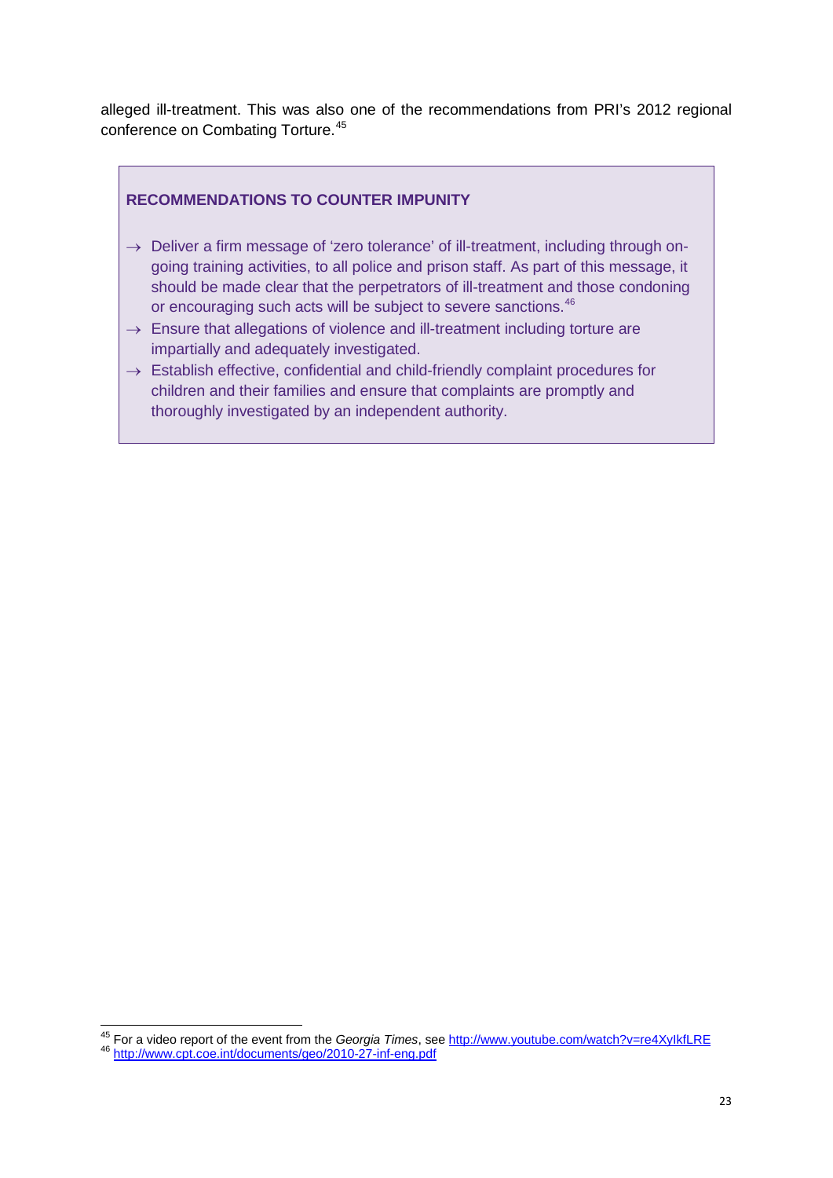alleged ill-treatment. This was also one of the recommendations from PRI's 2012 regional conference on Combating Torture.[45]

**RECOMMENDATIONS TO COUNTER IMPUNITY**

- → Deliver a firm message of 'zero tolerance' of ill-treatment, including through on-going training activities, to all police and prison staff. As part of this message, it should be made clear that the perpetrators of ill-treatment and those condoning or encouraging such acts will be subject to severe sanctions.[46]
- → Ensure that allegations of violence and ill-treatment including torture are impartially and adequately investigated.
- → Establish effective, confidential and child-friendly complaint procedures for children and their families and ensure that complaints are promptly and thoroughly investigated by an independent authority.

---

[45] For a video report of the event from the *Georgia Times*, see http://www.youtube.com/watch?v=re4XyIkfLRE

[46] http://www.cpt.coe.int/documents/geo/2010-27-inf-eng.pdf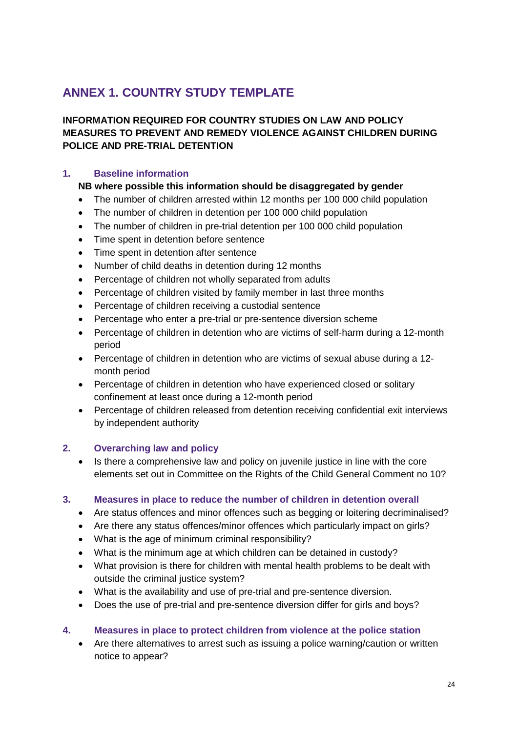# ANNEX 1. COUNTRY STUDY TEMPLATE

**INFORMATION REQUIRED FOR COUNTRY STUDIES ON LAW AND POLICY MEASURES TO PREVENT AND REMEDY VIOLENCE AGAINST CHILDREN DURING POLICE AND PRE-TRIAL DETENTION**

## 1. Baseline information

**NB where possible this information should be disaggregated by gender**

- The number of children arrested within 12 months per 100 000 child population
- The number of children in detention per 100 000 child population
- The number of children in pre-trial detention per 100 000 child population
- Time spent in detention before sentence
- Time spent in detention after sentence
- Number of child deaths in detention during 12 months
- Percentage of children not wholly separated from adults
- Percentage of children visited by family member in last three months
- Percentage of children receiving a custodial sentence
- Percentage who enter a pre-trial or pre-sentence diversion scheme
- Percentage of children in detention who are victims of self-harm during a 12-month period
- Percentage of children in detention who are victims of sexual abuse during a 12-month period
- Percentage of children in detention who have experienced closed or solitary confinement at least once during a 12-month period
- Percentage of children released from detention receiving confidential exit interviews by independent authority

## 2. Overarching law and policy

- Is there a comprehensive law and policy on juvenile justice in line with the core elements set out in Committee on the Rights of the Child General Comment no 10?

## 3. Measures in place to reduce the number of children in detention overall

- Are status offences and minor offences such as begging or loitering decriminalised?
- Are there any status offences/minor offences which particularly impact on girls?
- What is the age of minimum criminal responsibility?
- What is the minimum age at which children can be detained in custody?
- What provision is there for children with mental health problems to be dealt with outside the criminal justice system?
- What is the availability and use of pre-trial and pre-sentence diversion.
- Does the use of pre-trial and pre-sentence diversion differ for girls and boys?

## 4. Measures in place to protect children from violence at the police station

- Are there alternatives to arrest such as issuing a police warning/caution or written notice to appear?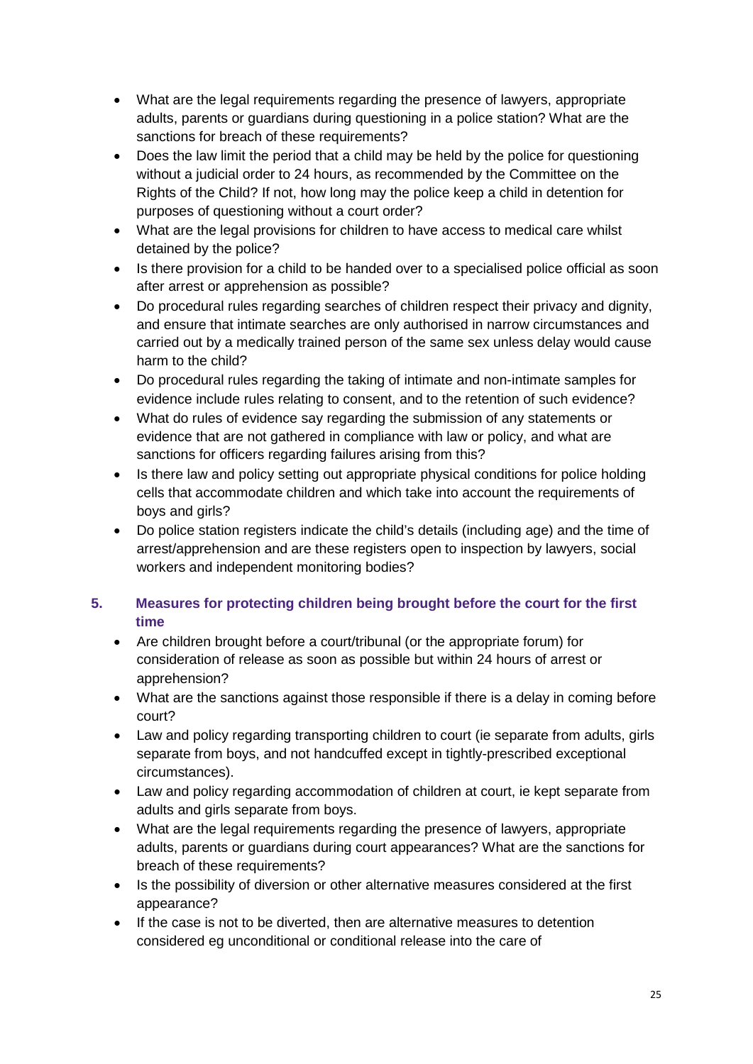- What are the legal requirements regarding the presence of lawyers, appropriate adults, parents or guardians during questioning in a police station? What are the sanctions for breach of these requirements?
- Does the law limit the period that a child may be held by the police for questioning without a judicial order to 24 hours, as recommended by the Committee on the Rights of the Child? If not, how long may the police keep a child in detention for purposes of questioning without a court order?
- What are the legal provisions for children to have access to medical care whilst detained by the police?
- Is there provision for a child to be handed over to a specialised police official as soon after arrest or apprehension as possible?
- Do procedural rules regarding searches of children respect their privacy and dignity, and ensure that intimate searches are only authorised in narrow circumstances and carried out by a medically trained person of the same sex unless delay would cause harm to the child?
- Do procedural rules regarding the taking of intimate and non-intimate samples for evidence include rules relating to consent, and to the retention of such evidence?
- What do rules of evidence say regarding the submission of any statements or evidence that are not gathered in compliance with law or policy, and what are sanctions for officers regarding failures arising from this?
- Is there law and policy setting out appropriate physical conditions for police holding cells that accommodate children and which take into account the requirements of boys and girls?
- Do police station registers indicate the child's details (including age) and the time of arrest/apprehension and are these registers open to inspection by lawyers, social workers and independent monitoring bodies?

## 5. Measures for protecting children being brought before the court for the first time

- Are children brought before a court/tribunal (or the appropriate forum) for consideration of release as soon as possible but within 24 hours of arrest or apprehension?
- What are the sanctions against those responsible if there is a delay in coming before court?
- Law and policy regarding transporting children to court (ie separate from adults, girls separate from boys, and not handcuffed except in tightly-prescribed exceptional circumstances).
- Law and policy regarding accommodation of children at court, ie kept separate from adults and girls separate from boys.
- What are the legal requirements regarding the presence of lawyers, appropriate adults, parents or guardians during court appearances? What are the sanctions for breach of these requirements?
- Is the possibility of diversion or other alternative measures considered at the first appearance?
- If the case is not to be diverted, then are alternative measures to detention considered eg unconditional or conditional release into the care of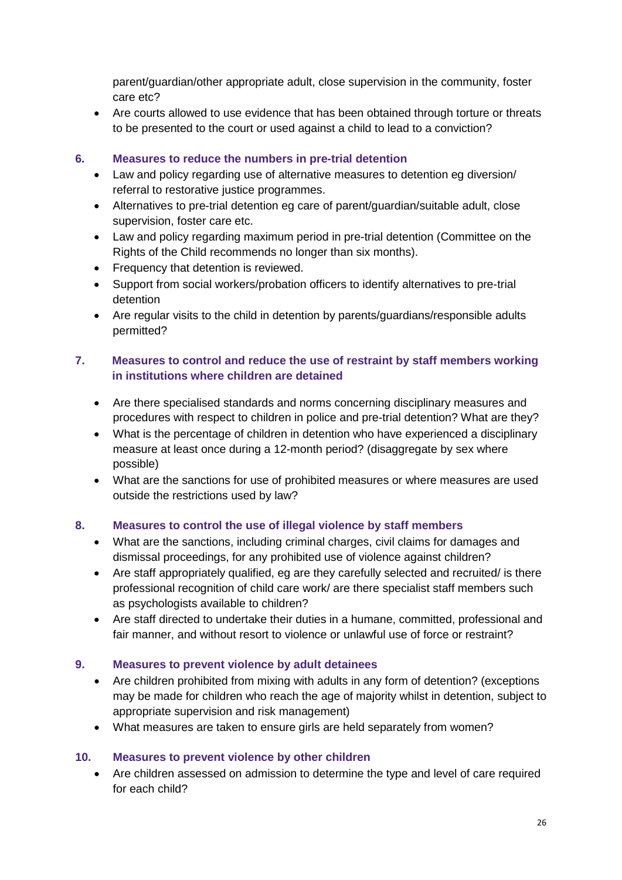parent/guardian/other appropriate adult, close supervision in the community, foster care etc?
- Are courts allowed to use evidence that has been obtained through torture or threats to be presented to the court or used against a child to lead to a conviction?

### 6. Measures to reduce the numbers in pre-trial detention

- Law and policy regarding use of alternative measures to detention eg diversion/ referral to restorative justice programmes.
- Alternatives to pre-trial detention eg care of parent/guardian/suitable adult, close supervision, foster care etc.
- Law and policy regarding maximum period in pre-trial detention (Committee on the Rights of the Child recommends no longer than six months).
- Frequency that detention is reviewed.
- Support from social workers/probation officers to identify alternatives to pre-trial detention
- Are regular visits to the child in detention by parents/guardians/responsible adults permitted?

### 7. Measures to control and reduce the use of restraint by staff members working in institutions where children are detained

- Are there specialised standards and norms concerning disciplinary measures and procedures with respect to children in police and pre-trial detention? What are they?
- What is the percentage of children in detention who have experienced a disciplinary measure at least once during a 12-month period? (disaggregate by sex where possible)
- What are the sanctions for use of prohibited measures or where measures are used outside the restrictions used by law?

### 8. Measures to control the use of illegal violence by staff members

- What are the sanctions, including criminal charges, civil claims for damages and dismissal proceedings, for any prohibited use of violence against children?
- Are staff appropriately qualified, eg are they carefully selected and recruited/ is there professional recognition of child care work/ are there specialist staff members such as psychologists available to children?
- Are staff directed to undertake their duties in a humane, committed, professional and fair manner, and without resort to violence or unlawful use of force or restraint?

### 9. Measures to prevent violence by adult detainees

- Are children prohibited from mixing with adults in any form of detention? (exceptions may be made for children who reach the age of majority whilst in detention, subject to appropriate supervision and risk management)
- What measures are taken to ensure girls are held separately from women?

### 10. Measures to prevent violence by other children

- Are children assessed on admission to determine the type and level of care required for each child?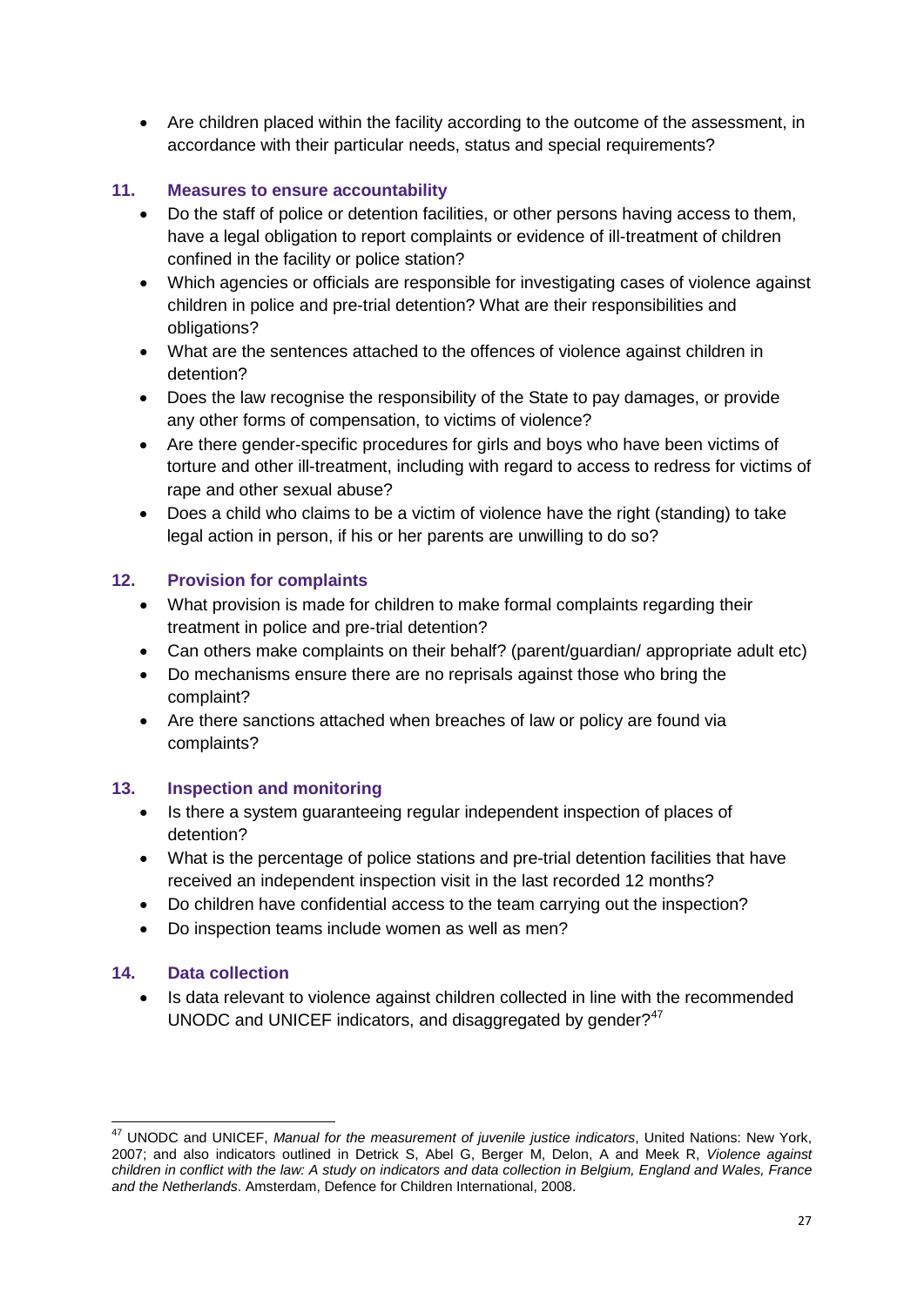- Are children placed within the facility according to the outcome of the assessment, in accordance with their particular needs, status and special requirements?

### 11. Measures to ensure accountability

- Do the staff of police or detention facilities, or other persons having access to them, have a legal obligation to report complaints or evidence of ill-treatment of children confined in the facility or police station?
- Which agencies or officials are responsible for investigating cases of violence against children in police and pre-trial detention? What are their responsibilities and obligations?
- What are the sentences attached to the offences of violence against children in detention?
- Does the law recognise the responsibility of the State to pay damages, or provide any other forms of compensation, to victims of violence?
- Are there gender-specific procedures for girls and boys who have been victims of torture and other ill-treatment, including with regard to access to redress for victims of rape and other sexual abuse?
- Does a child who claims to be a victim of violence have the right (standing) to take legal action in person, if his or her parents are unwilling to do so?

### 12. Provision for complaints

- What provision is made for children to make formal complaints regarding their treatment in police and pre-trial detention?
- Can others make complaints on their behalf? (parent/guardian/ appropriate adult etc)
- Do mechanisms ensure there are no reprisals against those who bring the complaint?
- Are there sanctions attached when breaches of law or policy are found via complaints?

### 13. Inspection and monitoring

- Is there a system guaranteeing regular independent inspection of places of detention?
- What is the percentage of police stations and pre-trial detention facilities that have received an independent inspection visit in the last recorded 12 months?
- Do children have confidential access to the team carrying out the inspection?
- Do inspection teams include women as well as men?

### 14. Data collection

- Is data relevant to violence against children collected in line with the recommended UNODC and UNICEF indicators, and disaggregated by gender?[47]

---

[47] UNODC and UNICEF, *Manual for the measurement of juvenile justice indicators*, United Nations: New York, 2007; and also indicators outlined in Detrick S, Abel G, Berger M, Delon, A and Meek R, *Violence against children in conflict with the law: A study on indicators and data collection in Belgium, England and Wales, France and the Netherlands*. Amsterdam, Defence for Children International, 2008.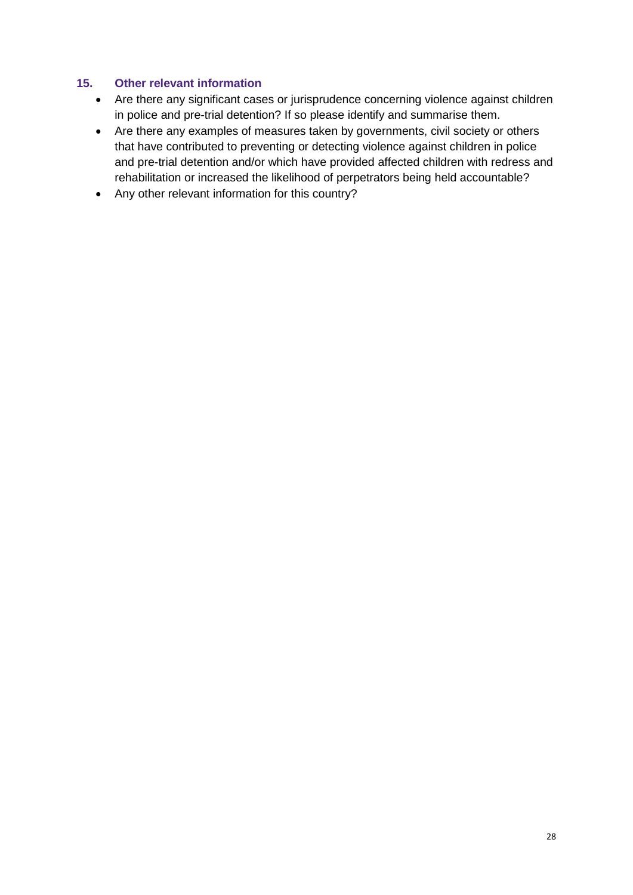## 15. Other relevant information

- Are there any significant cases or jurisprudence concerning violence against children in police and pre-trial detention? If so please identify and summarise them.
- Are there any examples of measures taken by governments, civil society or others that have contributed to preventing or detecting violence against children in police and pre-trial detention and/or which have provided affected children with redress and rehabilitation or increased the likelihood of perpetrators being held accountable?
- Any other relevant information for this country?